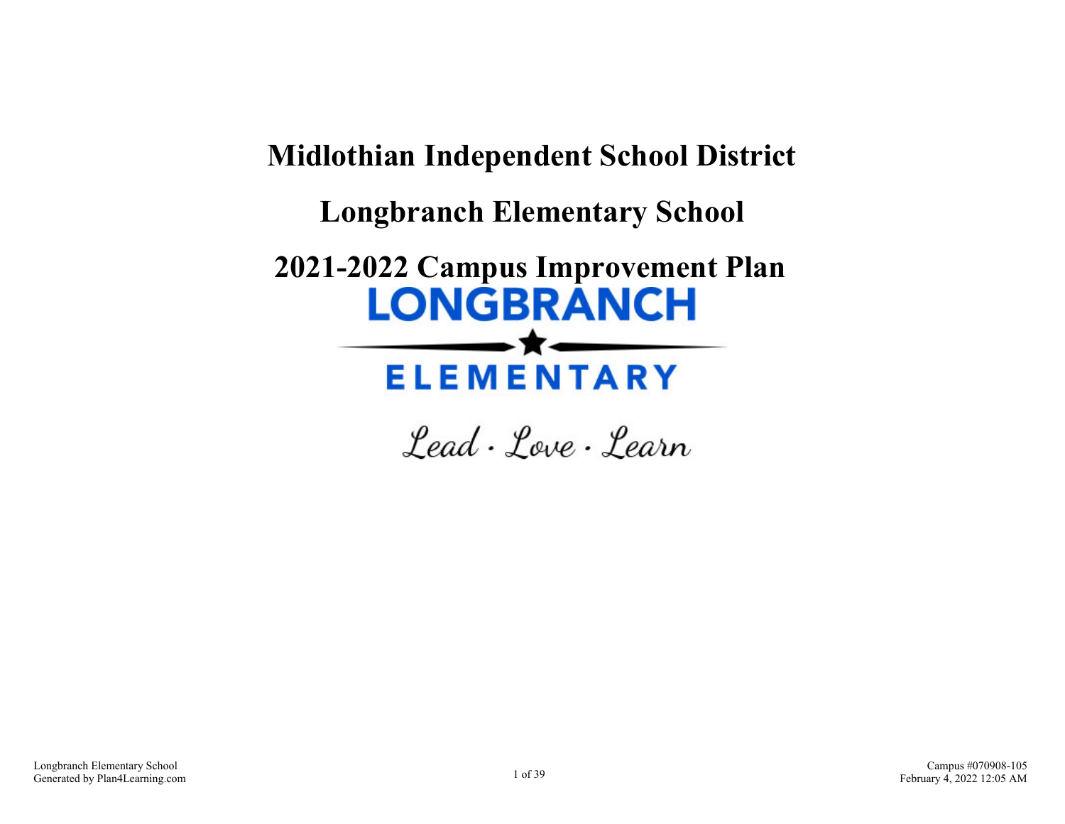# Midlothian Independent School District

# Longbranch Elementary School

# 2021-2022 Campus Improvement Plan

LONGBRANCH

ELEMENTARY

*Lead · Love · Learn*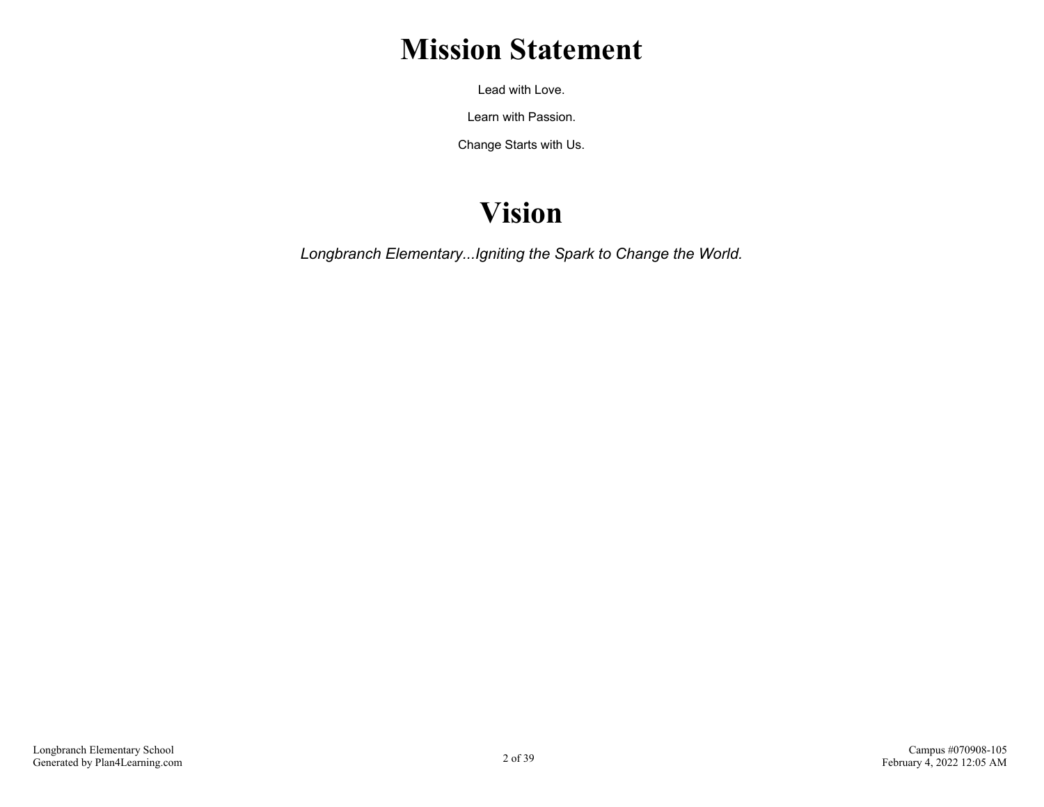# Mission Statement

Lead with Love.

Learn with Passion.

Change Starts with Us.

# Vision

*Longbranch Elementary...Igniting the Spark to Change the World.*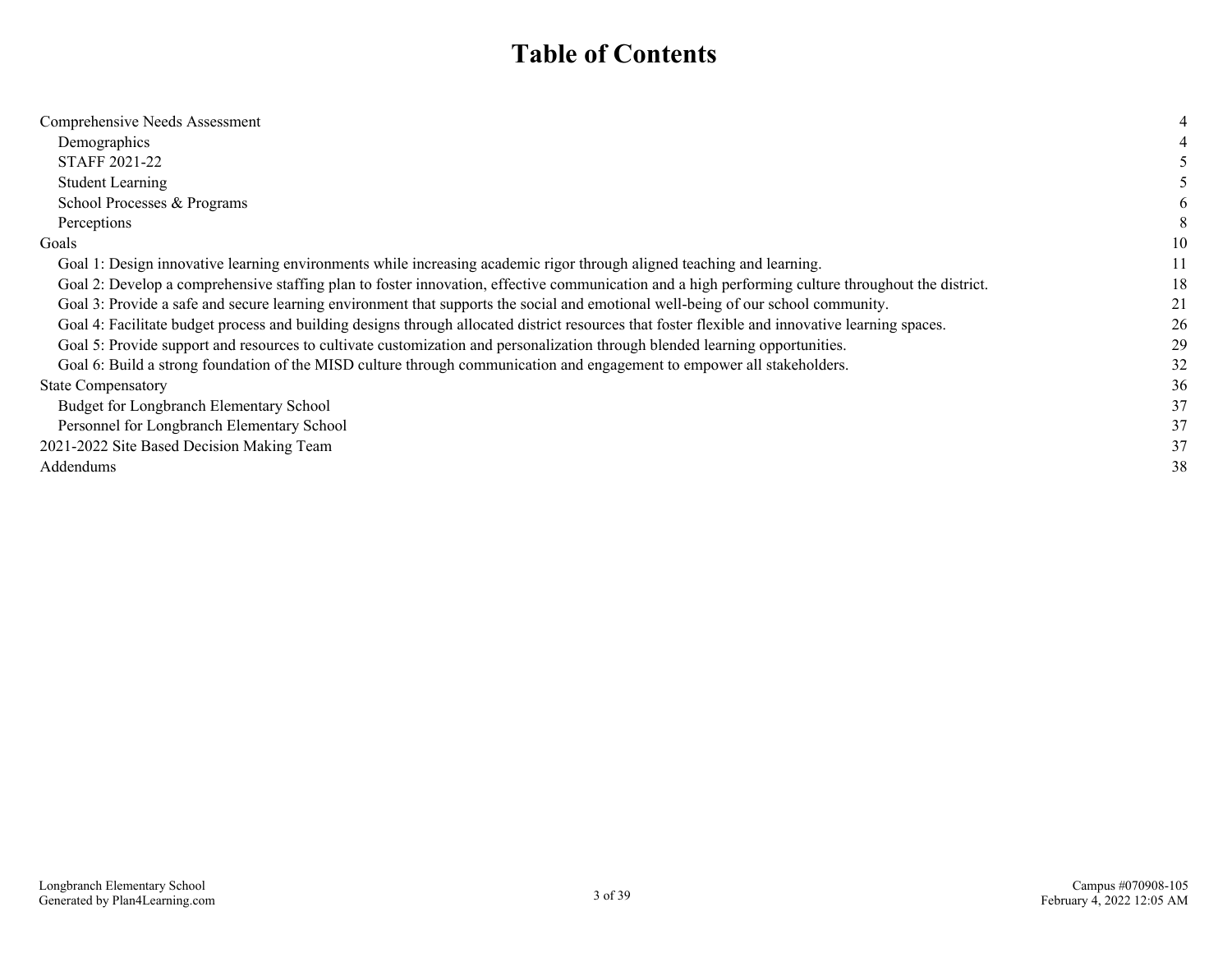# Table of Contents

| | |
|---|---|
| Comprehensive Needs Assessment | 4 |
| Demographics | 4 |
| STAFF 2021-22 | 5 |
| Student Learning | 5 |
| School Processes & Programs | 6 |
| Perceptions | 8 |
| Goals | 10 |
| Goal 1: Design innovative learning environments while increasing academic rigor through aligned teaching and learning. | 11 |
| Goal 2: Develop a comprehensive staffing plan to foster innovation, effective communication and a high performing culture throughout the district. | 18 |
| Goal 3: Provide a safe and secure learning environment that supports the social and emotional well-being of our school community. | 21 |
| Goal 4: Facilitate budget process and building designs through allocated district resources that foster flexible and innovative learning spaces. | 26 |
| Goal 5: Provide support and resources to cultivate customization and personalization through blended learning opportunities. | 29 |
| Goal 6: Build a strong foundation of the MISD culture through communication and engagement to empower all stakeholders. | 32 |
| State Compensatory | 36 |
| Budget for Longbranch Elementary School | 37 |
| Personnel for Longbranch Elementary School | 37 |
| 2021-2022 Site Based Decision Making Team | 37 |
| Addendums | 38 |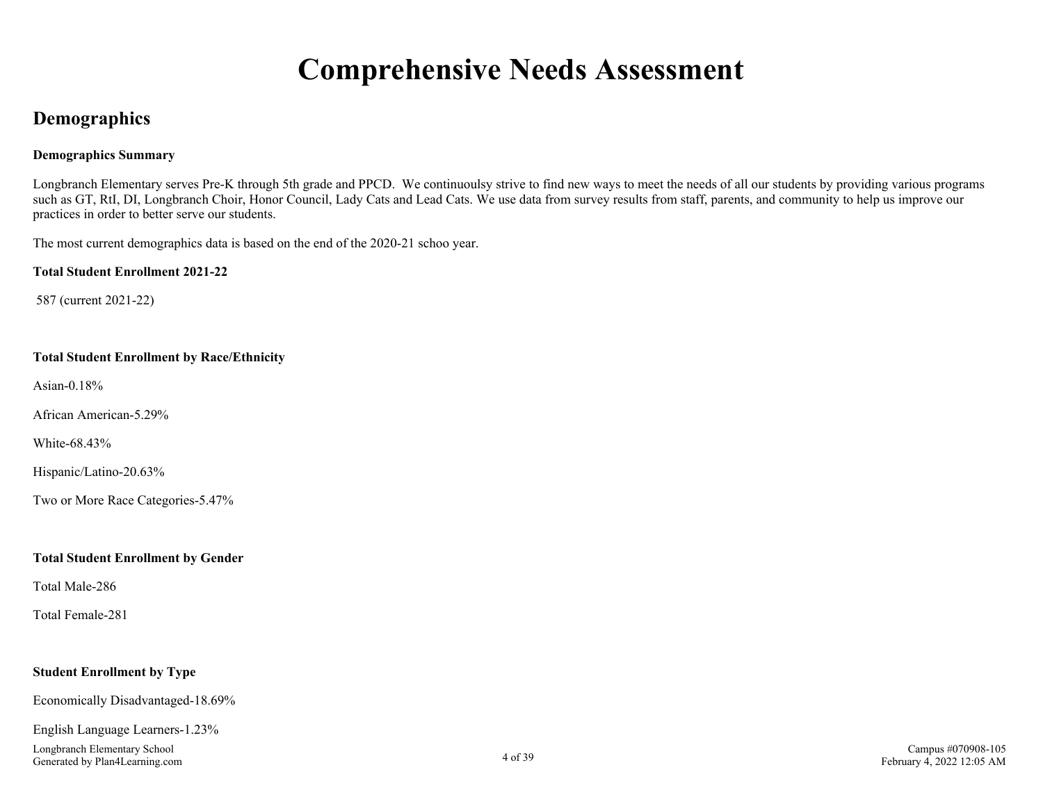# Comprehensive Needs Assessment

## Demographics

**Demographics Summary**

Longbranch Elementary serves Pre-K through 5th grade and PPCD. We continuoulsy strive to find new ways to meet the needs of all our students by providing various programs such as GT, RtI, DI, Longbranch Choir, Honor Council, Lady Cats and Lead Cats. We use data from survey results from staff, parents, and community to help us improve our practices in order to better serve our students.

The most current demographics data is based on the end of the 2020-21 schoo year.

**Total Student Enrollment 2021-22**

587 (current 2021-22)

**Total Student Enrollment by Race/Ethnicity**

Asian-0.18%

African American-5.29%

White-68.43%

Hispanic/Latino-20.63%

Two or More Race Categories-5.47%

**Total Student Enrollment by Gender**

Total Male-286

Total Female-281

**Student Enrollment by Type**

Economically Disadvantaged-18.69%

English Language Learners-1.23%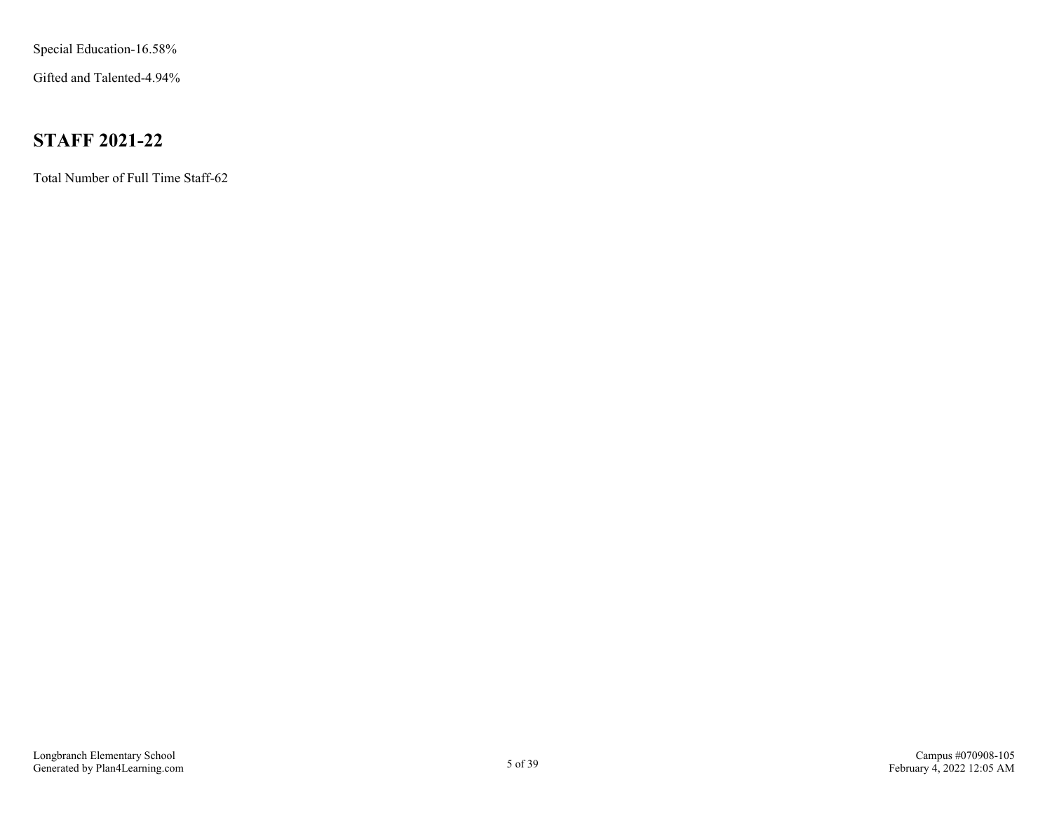Special Education-16.58%

Gifted and Talented-4.94%

## STAFF 2021-22

Total Number of Full Time Staff-62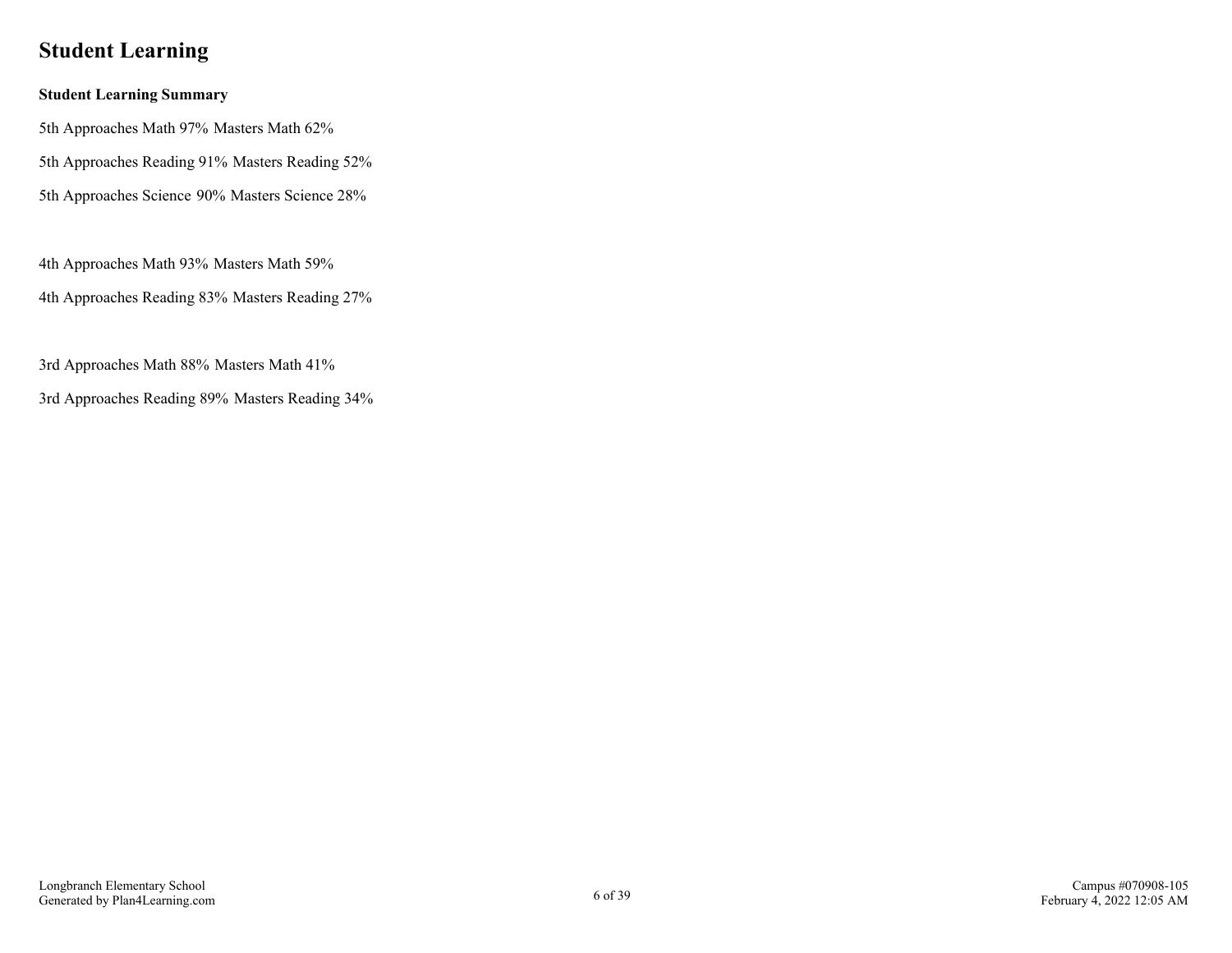# Student Learning

**Student Learning Summary**

5th Approaches Math 97% Masters Math 62%

5th Approaches Reading 91% Masters Reading 52%

5th Approaches Science 90% Masters Science 28%

4th Approaches Math 93% Masters Math 59%

4th Approaches Reading 83% Masters Reading 27%

3rd Approaches Math 88% Masters Math 41%

3rd Approaches Reading 89% Masters Reading 34%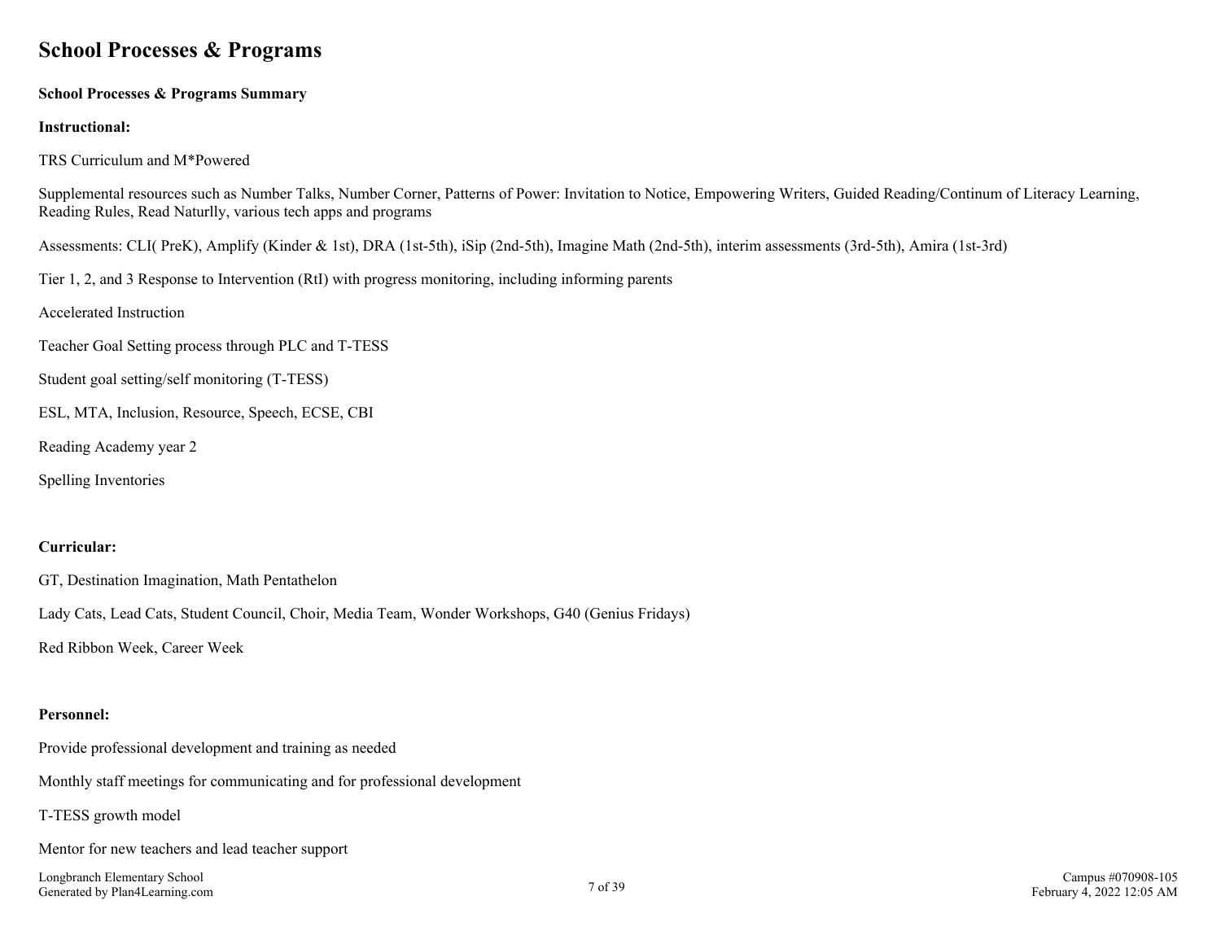## School Processes & Programs

**School Processes & Programs Summary**

**Instructional:**

TRS Curriculum and M*Powered

Supplemental resources such as Number Talks, Number Corner, Patterns of Power: Invitation to Notice, Empowering Writers, Guided Reading/Continum of Literacy Learning, Reading Rules, Read Naturlly, various tech apps and programs

Assessments: CLI( PreK), Amplify (Kinder & 1st), DRA (1st-5th), iSip (2nd-5th), Imagine Math (2nd-5th), interim assessments (3rd-5th), Amira (1st-3rd)

Tier 1, 2, and 3 Response to Intervention (RtI) with progress monitoring, including informing parents

Accelerated Instruction

Teacher Goal Setting process through PLC and T-TESS

Student goal setting/self monitoring (T-TESS)

ESL, MTA, Inclusion, Resource, Speech, ECSE, CBI

Reading Academy year 2

Spelling Inventories

**Curricular:**

GT, Destination Imagination, Math Pentathelon

Lady Cats, Lead Cats, Student Council, Choir, Media Team, Wonder Workshops, G40 (Genius Fridays)

Red Ribbon Week, Career Week

**Personnel:**

Provide professional development and training as needed

Monthly staff meetings for communicating and for professional development

T-TESS growth model

Mentor for new teachers and lead teacher support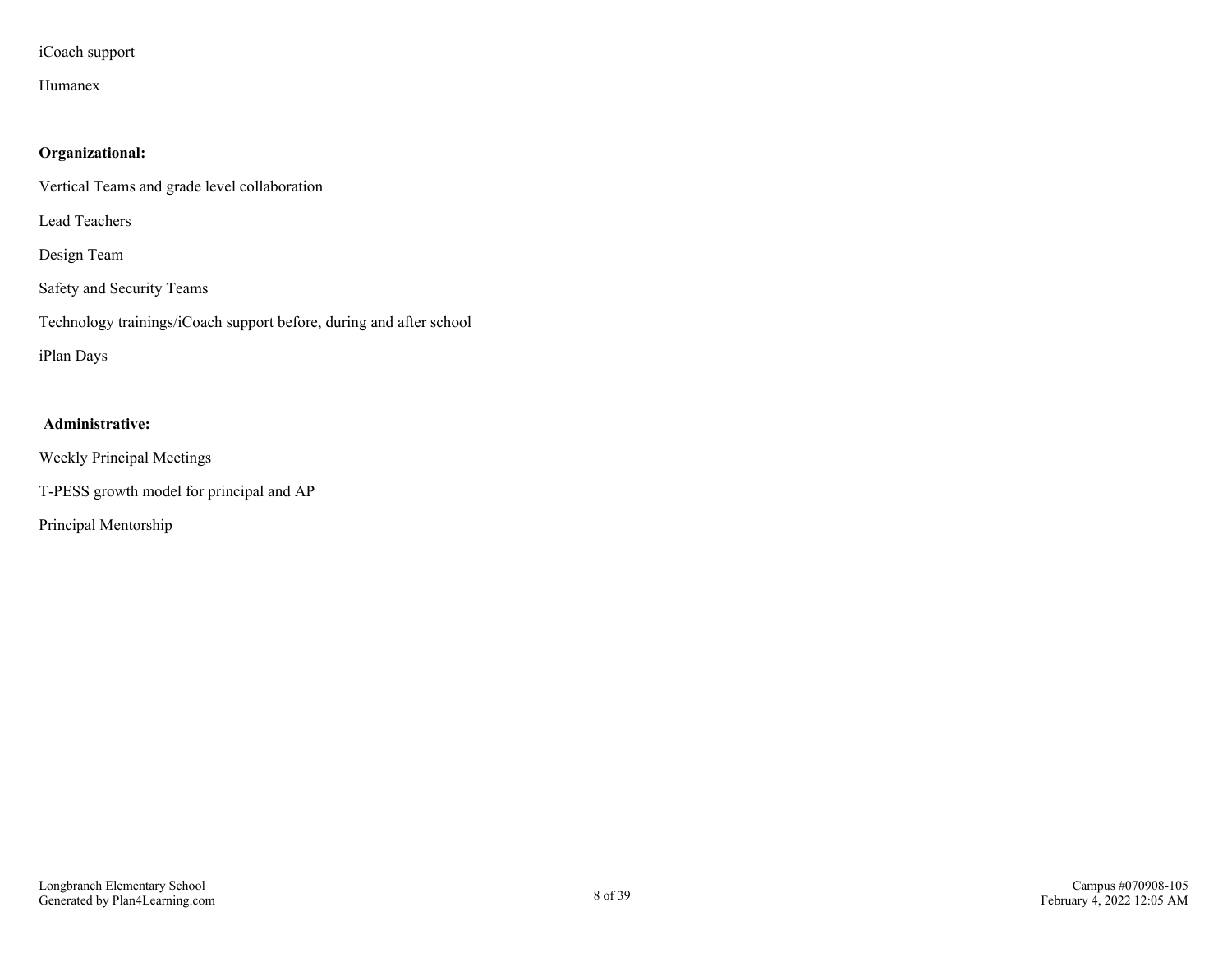iCoach support

Humanex

**Organizational:**

Vertical Teams and grade level collaboration

Lead Teachers

Design Team

Safety and Security Teams

Technology trainings/iCoach support before, during and after school

iPlan Days

**Administrative:**

Weekly Principal Meetings

T-PESS growth model for principal and AP

Principal Mentorship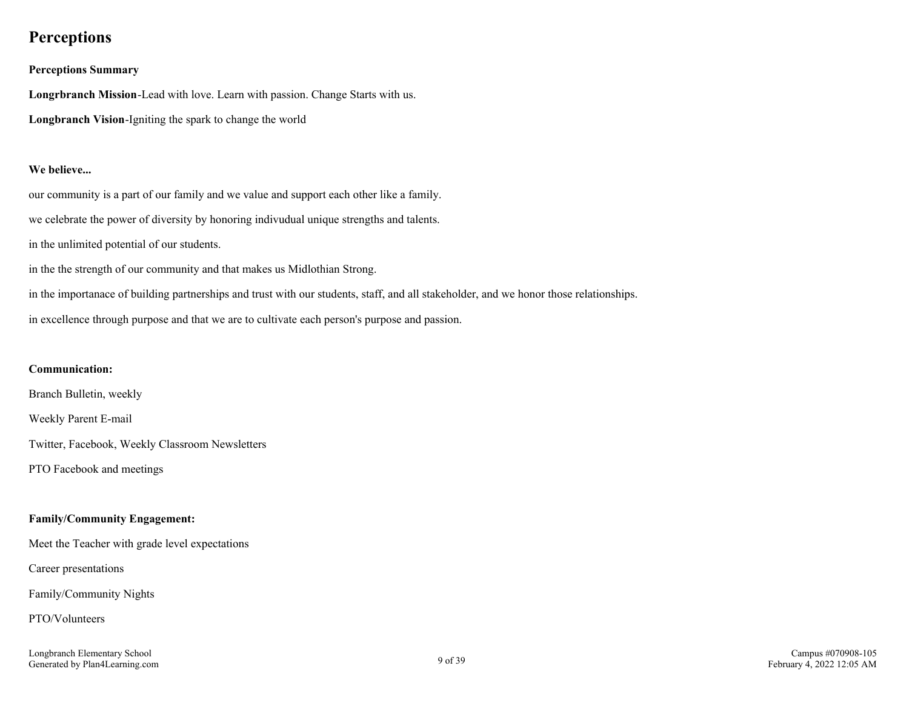# Perceptions

**Perceptions Summary**

**Longrbranch Mission**-Lead with love. Learn with passion. Change Starts with us.

**Longbranch Vision**-Igniting the spark to change the world

**We believe...**

our community is a part of our family and we value and support each other like a family.

we celebrate the power of diversity by honoring indivudual unique strengths and talents.

in the unlimited potential of our students.

in the the strength of our community and that makes us Midlothian Strong.

in the importanace of building partnerships and trust with our students, staff, and all stakeholder, and we honor those relationships.

in excellence through purpose and that we are to cultivate each person's purpose and passion.

**Communication:**

Branch Bulletin, weekly

Weekly Parent E-mail

Twitter, Facebook, Weekly Classroom Newsletters

PTO Facebook and meetings

**Family/Community Engagement:**

Meet the Teacher with grade level expectations

Career presentations

Family/Community Nights

PTO/Volunteers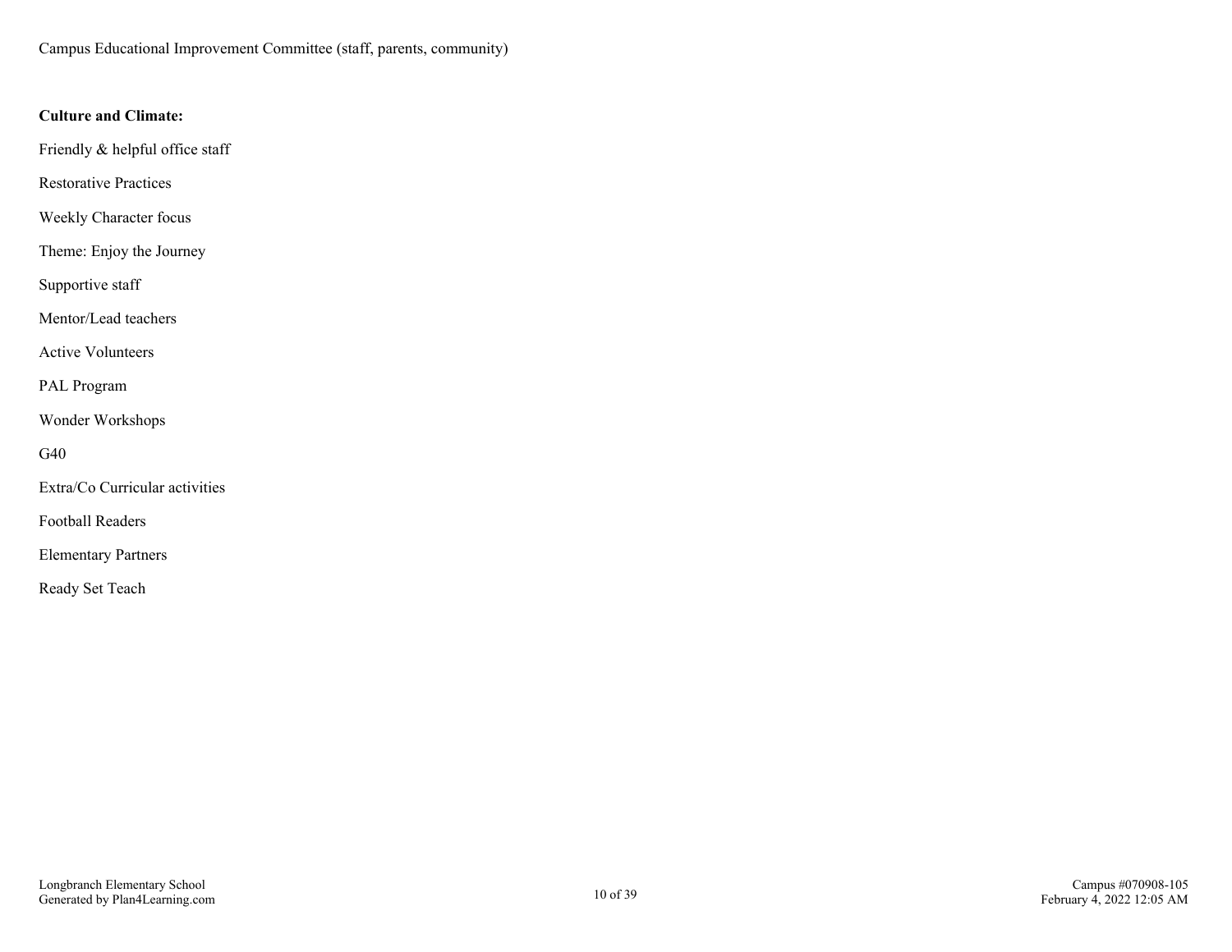Campus Educational Improvement Committee (staff, parents, community)

**Culture and Climate:**

Friendly & helpful office staff

Restorative Practices

Weekly Character focus

Theme: Enjoy the Journey

Supportive staff

Mentor/Lead teachers

Active Volunteers

PAL Program

Wonder Workshops

G40

Extra/Co Curricular activities

Football Readers

Elementary Partners

Ready Set Teach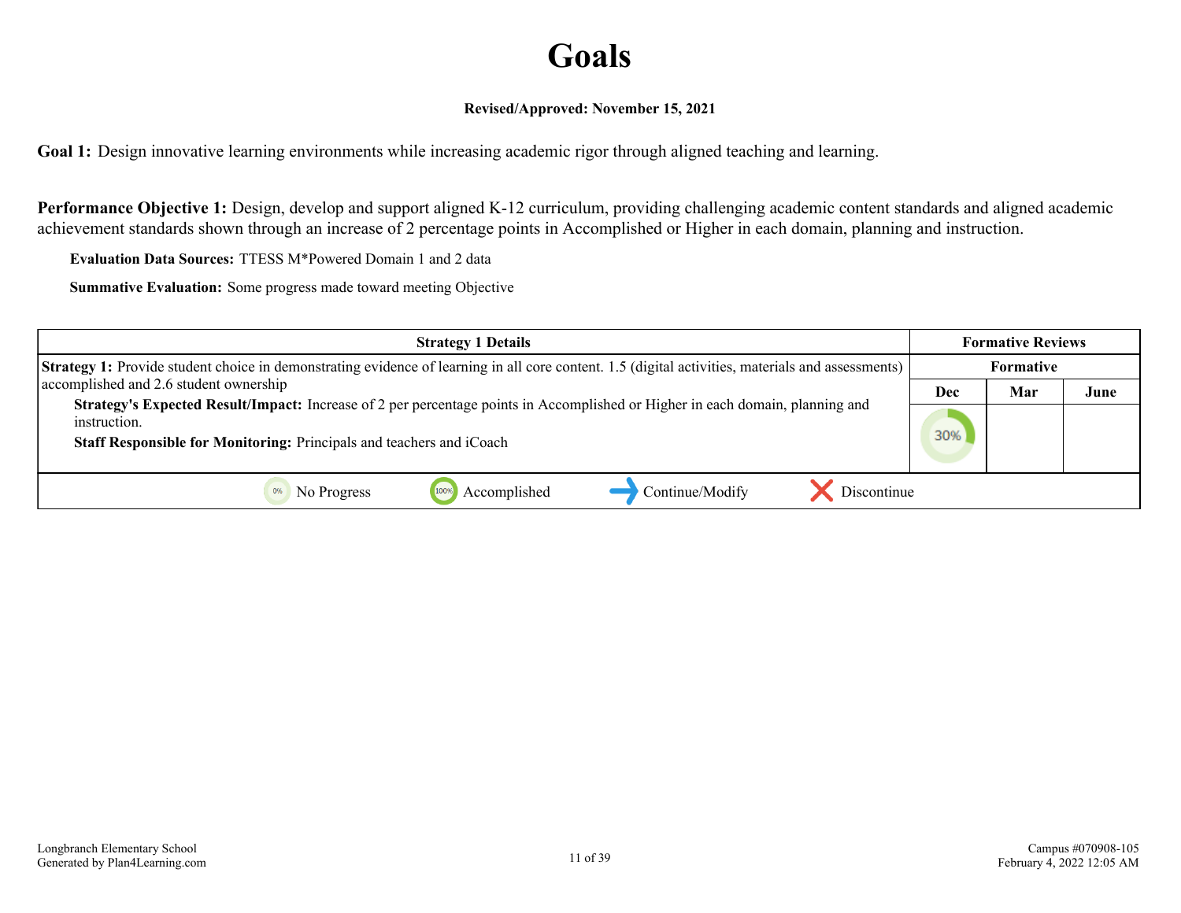# Goals

**Revised/Approved: November 15, 2021**

**Goal 1:** Design innovative learning environments while increasing academic rigor through aligned teaching and learning.

**Performance Objective 1:** Design, develop and support aligned K-12 curriculum, providing challenging academic content standards and aligned academic achievement standards shown through an increase of 2 percentage points in Accomplished or Higher in each domain, planning and instruction.

**Evaluation Data Sources:** TTESS M*Powered Domain 1 and 2 data

**Summative Evaluation:** Some progress made toward meeting Objective

| Strategy 1 Details | Formative Reviews | | |
|---|---|---|---|
| | Formative | | |
| | Dec | Mar | June |
| **Strategy 1:** Provide student choice in demonstrating evidence of learning in all core content. 1.5 (digital activities, materials and assessments) accomplished and 2.6 student ownership<br>**Strategy's Expected Result/Impact:** Increase of 2 per percentage points in Accomplished or Higher in each domain, planning and instruction.<br>**Staff Responsible for Monitoring:** Principals and teachers and iCoach | 30% | | |

0% No Progress | 100% Accomplished | Continue/Modify | Discontinue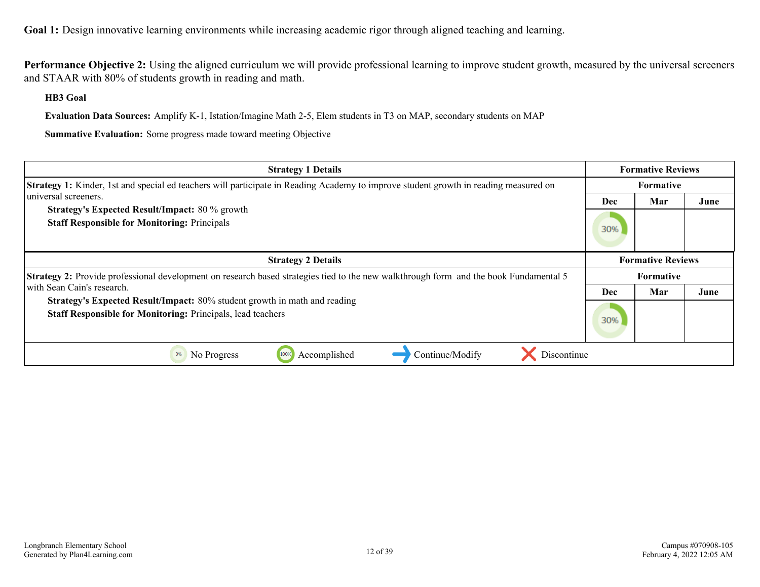**Goal 1:** Design innovative learning environments while increasing academic rigor through aligned teaching and learning.

**Performance Objective 2:** Using the aligned curriculum we will provide professional learning to improve student growth, measured by the universal screeners and STAAR with 80% of students growth in reading and math.

**HB3 Goal**

**Evaluation Data Sources:** Amplify K-1, Istation/Imagine Math 2-5, Elem students in T3 on MAP, secondary students on MAP

**Summative Evaluation:** Some progress made toward meeting Objective

| Strategy 1 Details | Formative Reviews | | |
|---|---|---|---|
| **Strategy 1:** Kinder, 1st and special ed teachers will participate in Reading Academy to improve student growth in reading measured on universal screeners.<br>**Strategy's Expected Result/Impact:** 80 % growth<br>**Staff Responsible for Monitoring:** Principals | Formative | | |
| | Dec | Mar | June |
| | 30% | | |

| Strategy 2 Details | Formative Reviews | | |
|---|---|---|---|
| **Strategy 2:** Provide professional development on research based strategies tied to the new walkthrough form and the book Fundamental 5 with Sean Cain's research.<br>**Strategy's Expected Result/Impact:** 80% student growth in math and reading<br>**Staff Responsible for Monitoring:** Principals, lead teachers | Formative | | |
| | Dec | Mar | June |
| | 30% | | |

0% No Progress | 100% Accomplished | Continue/Modify | Discontinue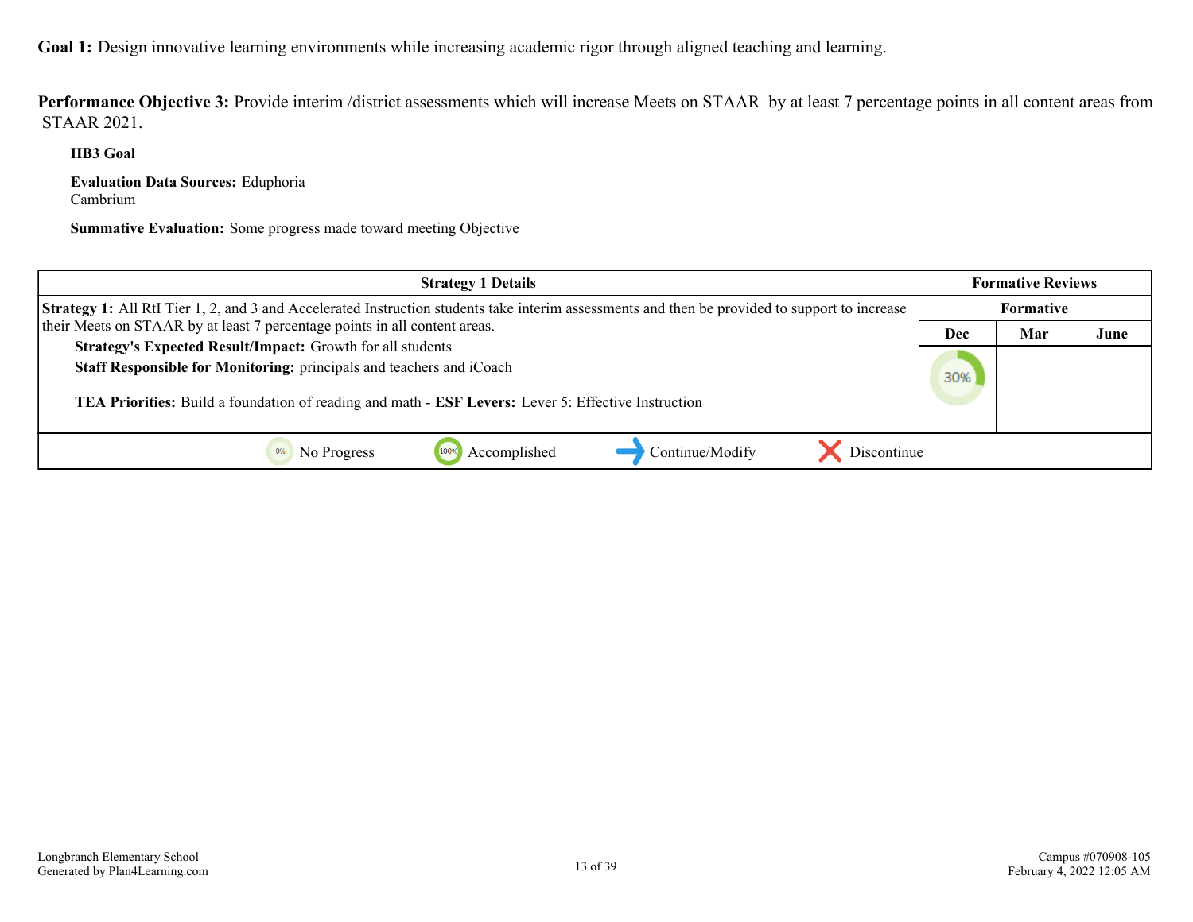**Goal 1:** Design innovative learning environments while increasing academic rigor through aligned teaching and learning.

**Performance Objective 3:** Provide interim /district assessments which will increase Meets on STAAR by at least 7 percentage points in all content areas from STAAR 2021.

**HB3 Goal**

**Evaluation Data Sources:** Eduphoria
Cambrium

**Summative Evaluation:** Some progress made toward meeting Objective

| Strategy 1 Details | Formative Reviews | | |
|---|---|---|---|
| | Formative | | |
| | Dec | Mar | June |
| **Strategy 1:** All RtI Tier 1, 2, and 3 and Accelerated Instruction students take interim assessments and then be provided to support to increase their Meets on STAAR by at least 7 percentage points in all content areas.<br>**Strategy's Expected Result/Impact:** Growth for all students<br>**Staff Responsible for Monitoring:** principals and teachers and iCoach<br><br>**TEA Priorities:** Build a foundation of reading and math - **ESF Levers:** Lever 5: Effective Instruction | 30% | | |
| 0% No Progress &nbsp;&nbsp; 100% Accomplished &nbsp;&nbsp; Continue/Modify &nbsp;&nbsp; Discontinue | | | |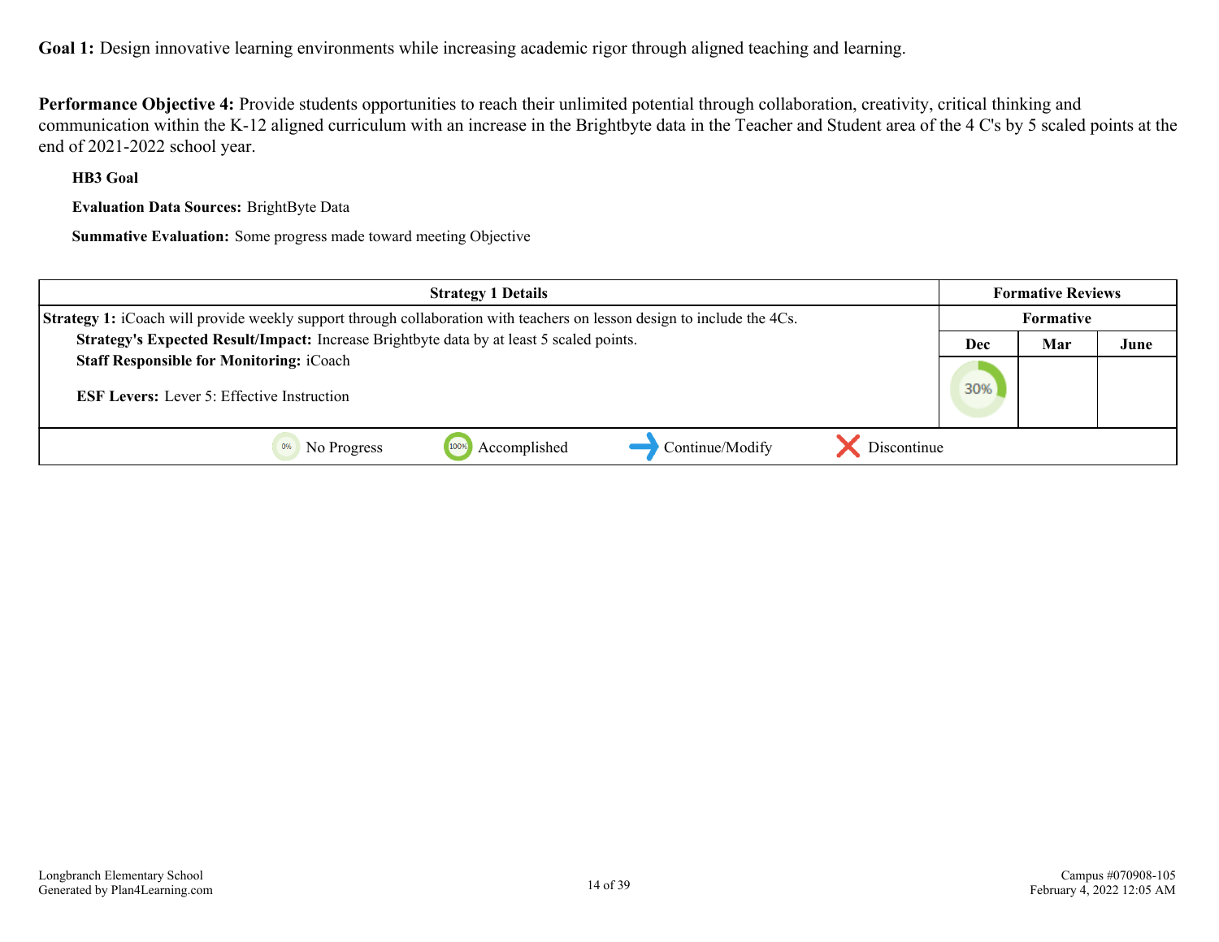**Goal 1:** Design innovative learning environments while increasing academic rigor through aligned teaching and learning.

**Performance Objective 4:** Provide students opportunities to reach their unlimited potential through collaboration, creativity, critical thinking and communication within the K-12 aligned curriculum with an increase in the Brightbyte data in the Teacher and Student area of the 4 C's by 5 scaled points at the end of 2021-2022 school year.

**HB3 Goal**

**Evaluation Data Sources:** BrightByte Data

**Summative Evaluation:** Some progress made toward meeting Objective

| Strategy 1 Details | Formative Reviews | | |
|---|---|---|---|
| | Formative | | |
| **Strategy 1:** iCoach will provide weekly support through collaboration with teachers on lesson design to include the 4Cs.<br>**Strategy's Expected Result/Impact:** Increase Brightbyte data by at least 5 scaled points.<br>**Staff Responsible for Monitoring:** iCoach<br>**ESF Levers:** Lever 5: Effective Instruction | **Dec** | **Mar** | **June** |
| | 30% | | |

0% No Progress | 100% Accomplished | Continue/Modify | Discontinue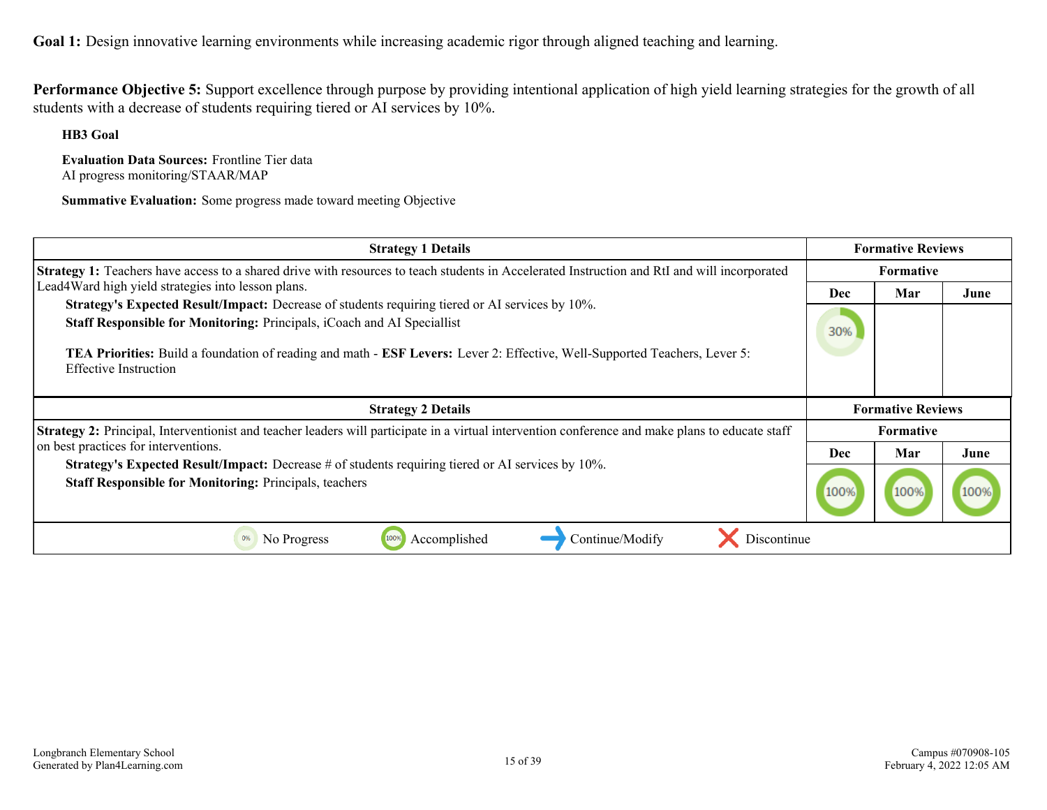**Goal 1:** Design innovative learning environments while increasing academic rigor through aligned teaching and learning.

**Performance Objective 5:** Support excellence through purpose by providing intentional application of high yield learning strategies for the growth of all students with a decrease of students requiring tiered or AI services by 10%.

**HB3 Goal**

**Evaluation Data Sources:** Frontline Tier data
AI progress monitoring/STAAR/MAP

**Summative Evaluation:** Some progress made toward meeting Objective

| Strategy 1 Details | Formative Reviews | | |
|---|---|---|---|
| | Formative | | |
| **Strategy 1:** Teachers have access to a shared drive with resources to teach students in Accelerated Instruction and RtI and will incorporated Lead4Ward high yield strategies into lesson plans. <br> **Strategy's Expected Result/Impact:** Decrease of students requiring tiered or AI services by 10%. <br> **Staff Responsible for Monitoring:** Principals, iCoach and AI Speciallist <br> **TEA Priorities:** Build a foundation of reading and math - **ESF Levers:** Lever 2: Effective, Well-Supported Teachers, Lever 5: Effective Instruction | Dec | Mar | June |
| | 30% | | |

| Strategy 2 Details | Formative Reviews | | |
|---|---|---|---|
| | Formative | | |
| **Strategy 2:** Principal, Interventionist and teacher leaders will participate in a virtual intervention conference and make plans to educate staff on best practices for interventions. <br> **Strategy's Expected Result/Impact:** Decrease # of students requiring tiered or AI services by 10%. <br> **Staff Responsible for Monitoring:** Principals, teachers | Dec | Mar | June |
| | 100% | 100% | 100% |

0% No Progress | 100% Accomplished | Continue/Modify | Discontinue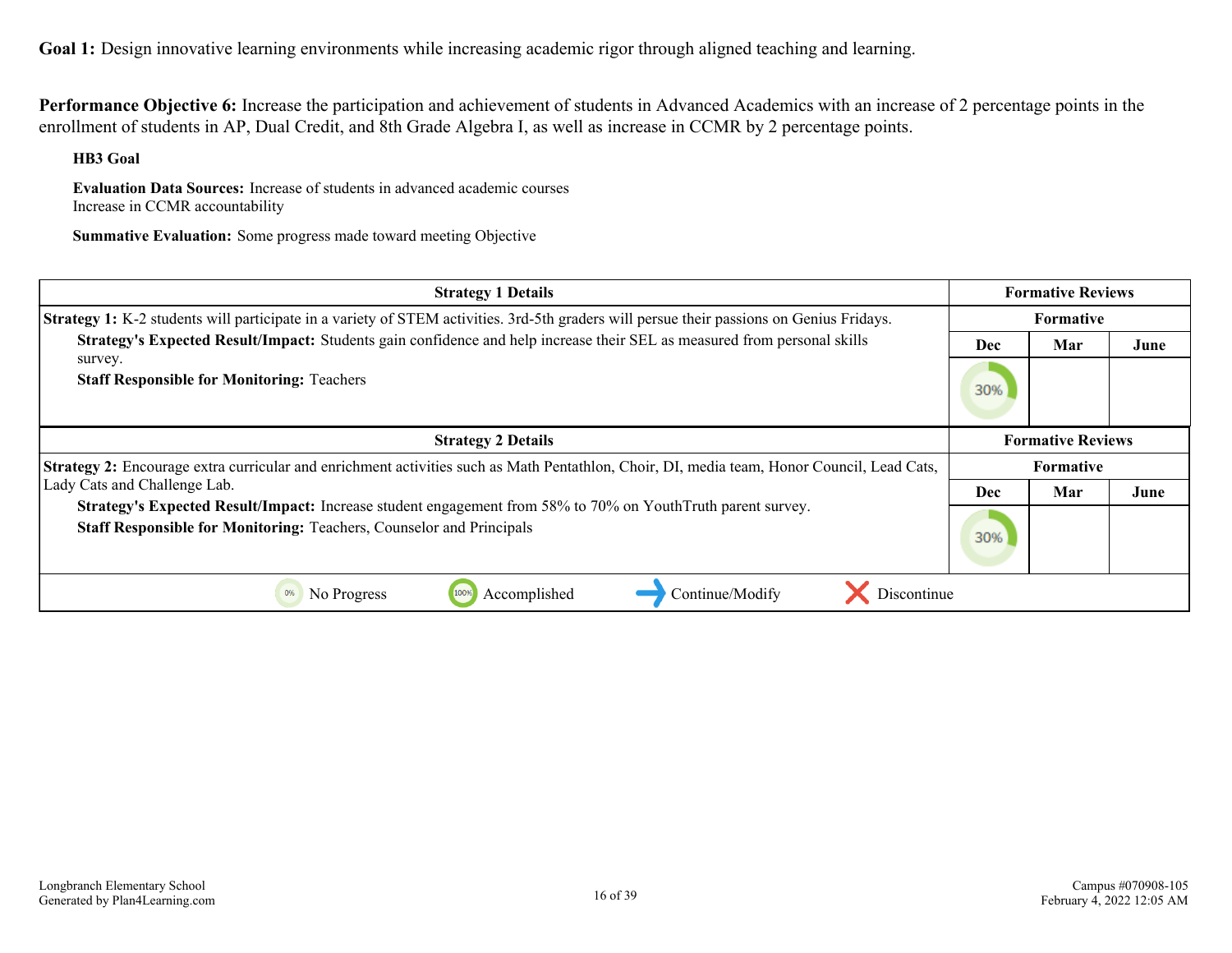**Goal 1:** Design innovative learning environments while increasing academic rigor through aligned teaching and learning.

**Performance Objective 6:** Increase the participation and achievement of students in Advanced Academics with an increase of 2 percentage points in the enrollment of students in AP, Dual Credit, and 8th Grade Algebra I, as well as increase in CCMR by 2 percentage points.

**HB3 Goal**

**Evaluation Data Sources:** Increase of students in advanced academic courses
Increase in CCMR accountability

**Summative Evaluation:** Some progress made toward meeting Objective

| Strategy 1 Details | Formative Reviews | | |
|---|---|---|---|
| | Formative | | |
| **Strategy 1:** K-2 students will participate in a variety of STEM activities. 3rd-5th graders will persue their passions on Genius Fridays.<br>**Strategy's Expected Result/Impact:** Students gain confidence and help increase their SEL as measured from personal skills survey.<br>**Staff Responsible for Monitoring:** Teachers | Dec | Mar | June |
| | 30% | | |

| Strategy 2 Details | Formative Reviews | | |
|---|---|---|---|
| | Formative | | |
| **Strategy 2:** Encourage extra curricular and enrichment activities such as Math Pentathlon, Choir, DI, media team, Honor Council, Lead Cats, Lady Cats and Challenge Lab.<br>**Strategy's Expected Result/Impact:** Increase student engagement from 58% to 70% on YouthTruth parent survey.<br>**Staff Responsible for Monitoring:** Teachers, Counselor and Principals | Dec | Mar | June |
| | 30% | | |

0% No Progress | 100% Accomplished | Continue/Modify | Discontinue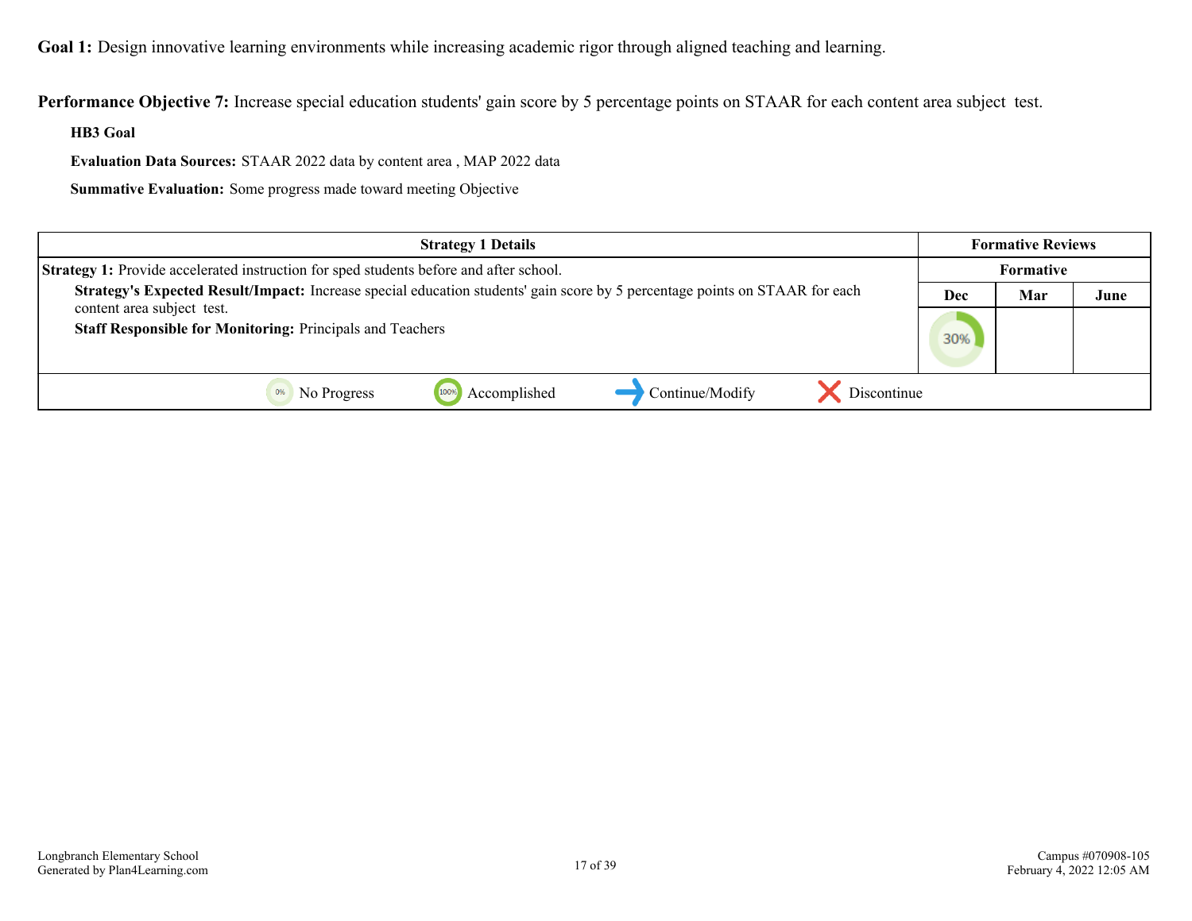**Goal 1:** Design innovative learning environments while increasing academic rigor through aligned teaching and learning.

**Performance Objective 7:** Increase special education students' gain score by 5 percentage points on STAAR for each content area subject test.

**HB3 Goal**

**Evaluation Data Sources:** STAAR 2022 data by content area , MAP 2022 data

**Summative Evaluation:** Some progress made toward meeting Objective

| Strategy 1 Details | Formative Reviews | | |
|---|---|---|---|
| | Formative | | |
| **Strategy 1:** Provide accelerated instruction for sped students before and after school.<br>**Strategy's Expected Result/Impact:** Increase special education students' gain score by 5 percentage points on STAAR for each content area subject test.<br>**Staff Responsible for Monitoring:** Principals and Teachers | Dec | Mar | June |
| | 30% | | |

0% No Progress | 100% Accomplished | Continue/Modify | Discontinue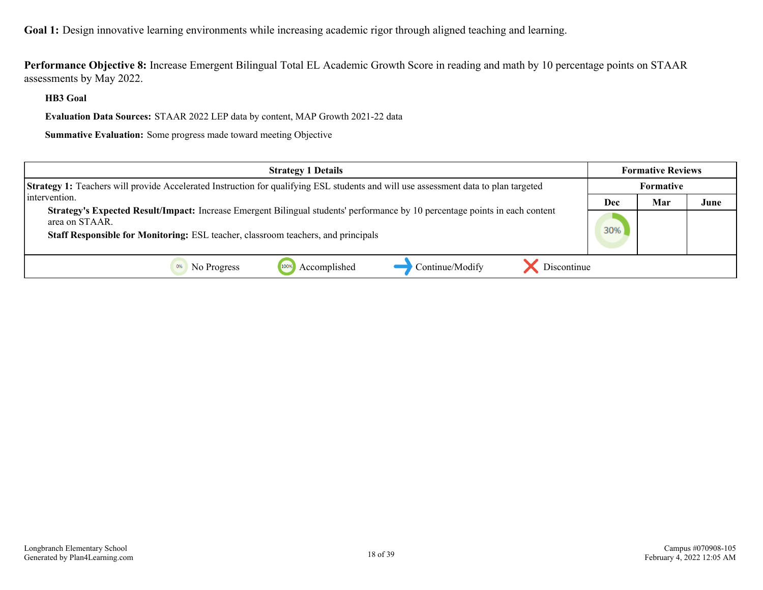**Goal 1:** Design innovative learning environments while increasing academic rigor through aligned teaching and learning.

**Performance Objective 8:** Increase Emergent Bilingual Total EL Academic Growth Score in reading and math by 10 percentage points on STAAR assessments by May 2022.

**HB3 Goal**

**Evaluation Data Sources:** STAAR 2022 LEP data by content, MAP Growth 2021-22 data

**Summative Evaluation:** Some progress made toward meeting Objective

| Strategy 1 Details | Formative Reviews | | |
|---|---|---|---|
| | Formative | | |
| | Dec | Mar | June |
| **Strategy 1:** Teachers will provide Accelerated Instruction for qualifying ESL students and will use assessment data to plan targeted intervention.<br>**Strategy's Expected Result/Impact:** Increase Emergent Bilingual students' performance by 10 percentage points in each content area on STAAR.<br>**Staff Responsible for Monitoring:** ESL teacher, classroom teachers, and principals | 30% | | |

0% No Progress | 100% Accomplished | Continue/Modify | Discontinue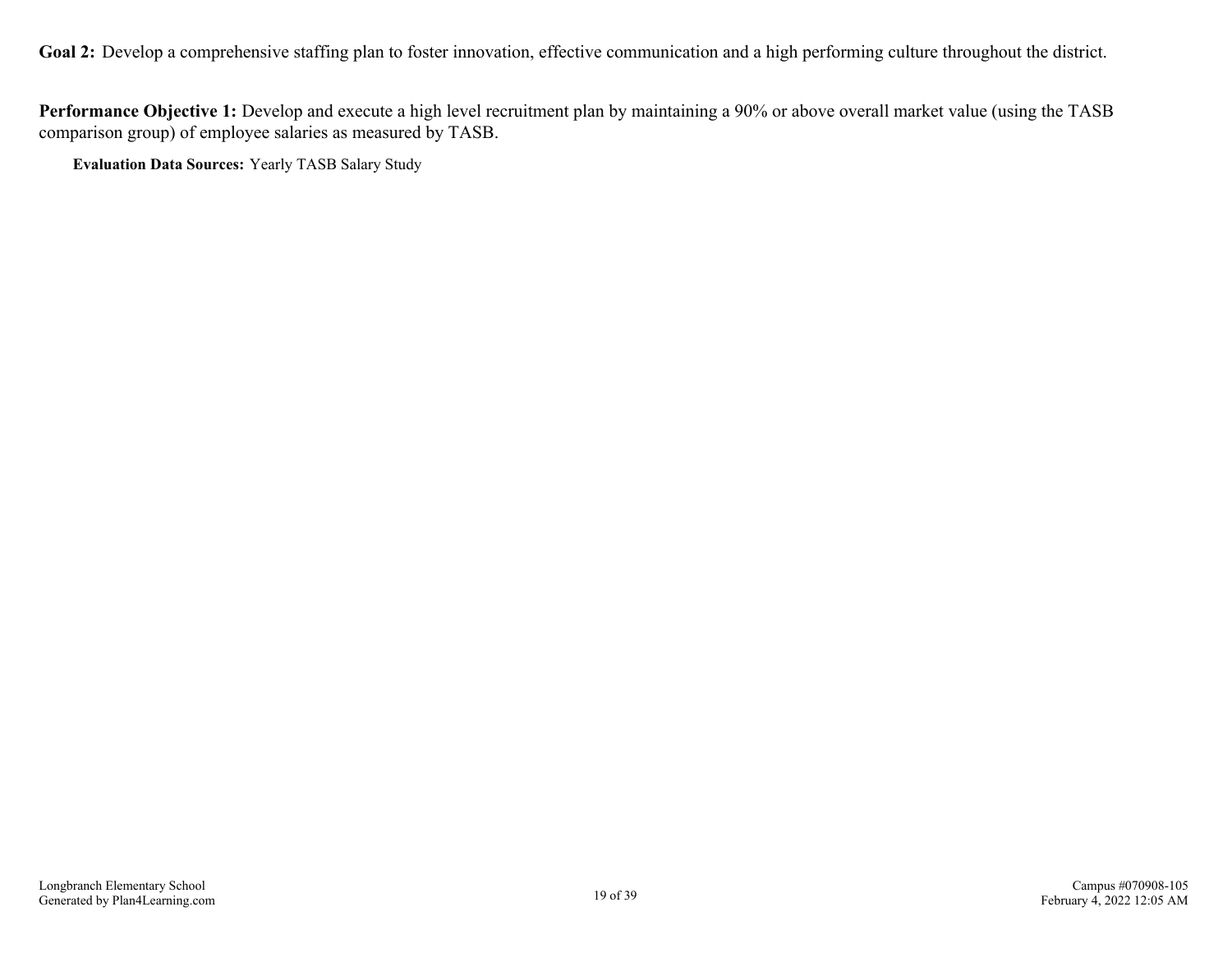**Goal 2:** Develop a comprehensive staffing plan to foster innovation, effective communication and a high performing culture throughout the district.

**Performance Objective 1:** Develop and execute a high level recruitment plan by maintaining a 90% or above overall market value (using the TASB comparison group) of employee salaries as measured by TASB.

**Evaluation Data Sources:** Yearly TASB Salary Study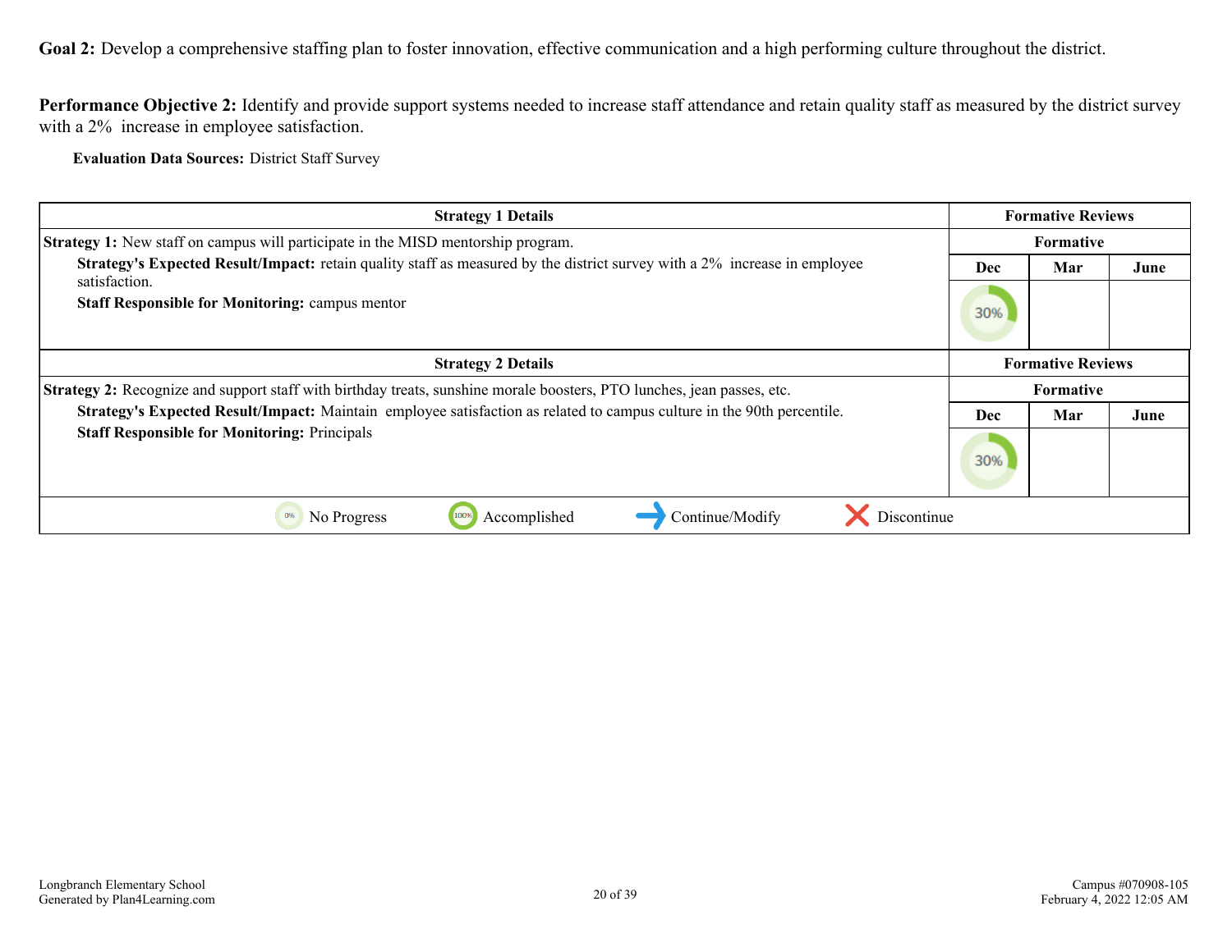**Goal 2:** Develop a comprehensive staffing plan to foster innovation, effective communication and a high performing culture throughout the district.

**Performance Objective 2:** Identify and provide support systems needed to increase staff attendance and retain quality staff as measured by the district survey with a 2% increase in employee satisfaction.

**Evaluation Data Sources:** District Staff Survey

| Strategy 1 Details | Formative Reviews | | |
|---|---|---|---|
| **Strategy 1:** New staff on campus will participate in the MISD mentorship program.<br>**Strategy's Expected Result/Impact:** retain quality staff as measured by the district survey with a 2% increase in employee satisfaction.<br>**Staff Responsible for Monitoring:** campus mentor | Formative | | |
| | Dec | Mar | June |
| | 30% | | |

| Strategy 2 Details | Formative Reviews | | |
|---|---|---|---|
| **Strategy 2:** Recognize and support staff with birthday treats, sunshine morale boosters, PTO lunches, jean passes, etc.<br>**Strategy's Expected Result/Impact:** Maintain employee satisfaction as related to campus culture in the 90th percentile.<br>**Staff Responsible for Monitoring:** Principals | Formative | | |
| | Dec | Mar | June |
| | 30% | | |

0% No Progress | 100% Accomplished | → Continue/Modify | ✕ Discontinue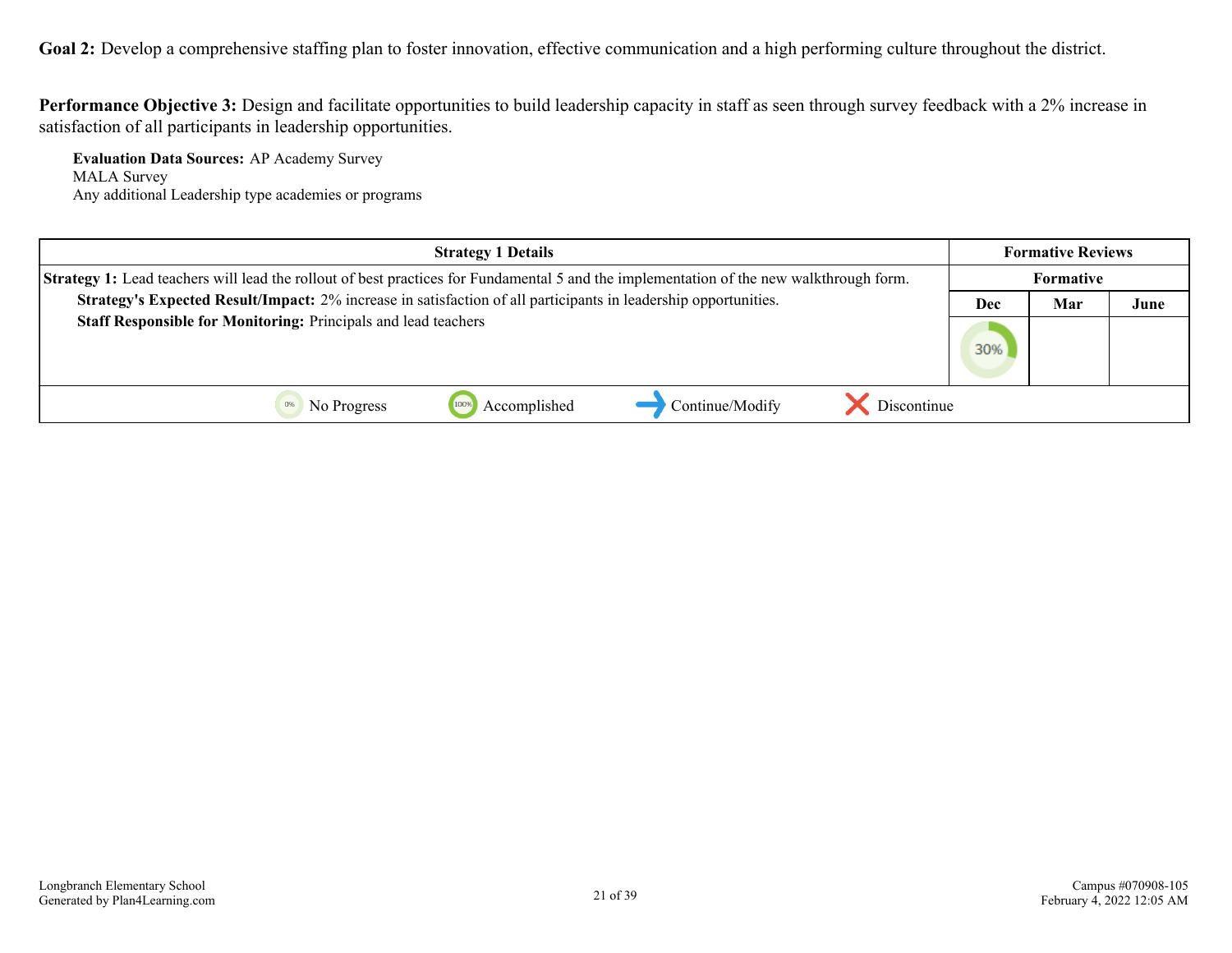**Goal 2:** Develop a comprehensive staffing plan to foster innovation, effective communication and a high performing culture throughout the district.

**Performance Objective 3:** Design and facilitate opportunities to build leadership capacity in staff as seen through survey feedback with a 2% increase in satisfaction of all participants in leadership opportunities.

**Evaluation Data Sources:** AP Academy Survey
MALA Survey
Any additional Leadership type academies or programs

| Strategy 1 Details | Formative Reviews | | |
|---|---|---|---|
| | Formative | | |
| | Dec | Mar | June |
| **Strategy 1:** Lead teachers will lead the rollout of best practices for Fundamental 5 and the implementation of the new walkthrough form.<br>**Strategy's Expected Result/Impact:** 2% increase in satisfaction of all participants in leadership opportunities.<br>**Staff Responsible for Monitoring:** Principals and lead teachers | 30% | | |
| 0% No Progress &nbsp;&nbsp; 100% Accomplished &nbsp;&nbsp; → Continue/Modify &nbsp;&nbsp; X Discontinue | | | |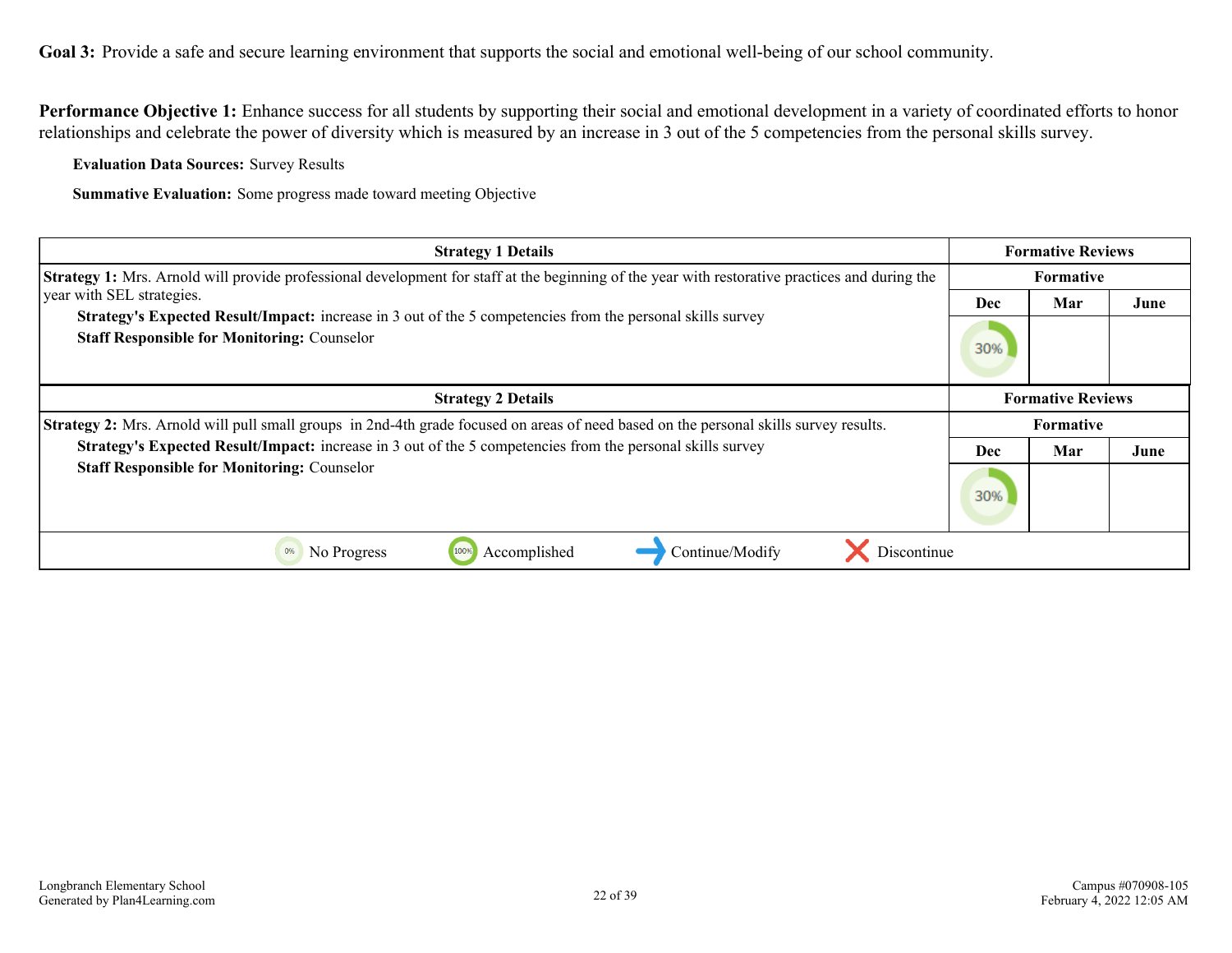**Goal 3:** Provide a safe and secure learning environment that supports the social and emotional well-being of our school community.

**Performance Objective 1:** Enhance success for all students by supporting their social and emotional development in a variety of coordinated efforts to honor relationships and celebrate the power of diversity which is measured by an increase in 3 out of the 5 competencies from the personal skills survey.

**Evaluation Data Sources:** Survey Results

**Summative Evaluation:** Some progress made toward meeting Objective

| Strategy 1 Details | Formative Reviews | | |
|---|---|---|---|
| | Formative | | |
| **Strategy 1:** Mrs. Arnold will provide professional development for staff at the beginning of the year with restorative practices and during the year with SEL strategies.<br>**Strategy's Expected Result/Impact:** increase in 3 out of the 5 competencies from the personal skills survey<br>**Staff Responsible for Monitoring:** Counselor | Dec | Mar | June |
| | 30% | | |

| Strategy 2 Details | Formative Reviews | | |
|---|---|---|---|
| | Formative | | |
| **Strategy 2:** Mrs. Arnold will pull small groups in 2nd-4th grade focused on areas of need based on the personal skills survey results.<br>**Strategy's Expected Result/Impact:** increase in 3 out of the 5 competencies from the personal skills survey<br>**Staff Responsible for Monitoring:** Counselor | Dec | Mar | June |
| | 30% | | |

0% No Progress | 100% Accomplished | Continue/Modify | Discontinue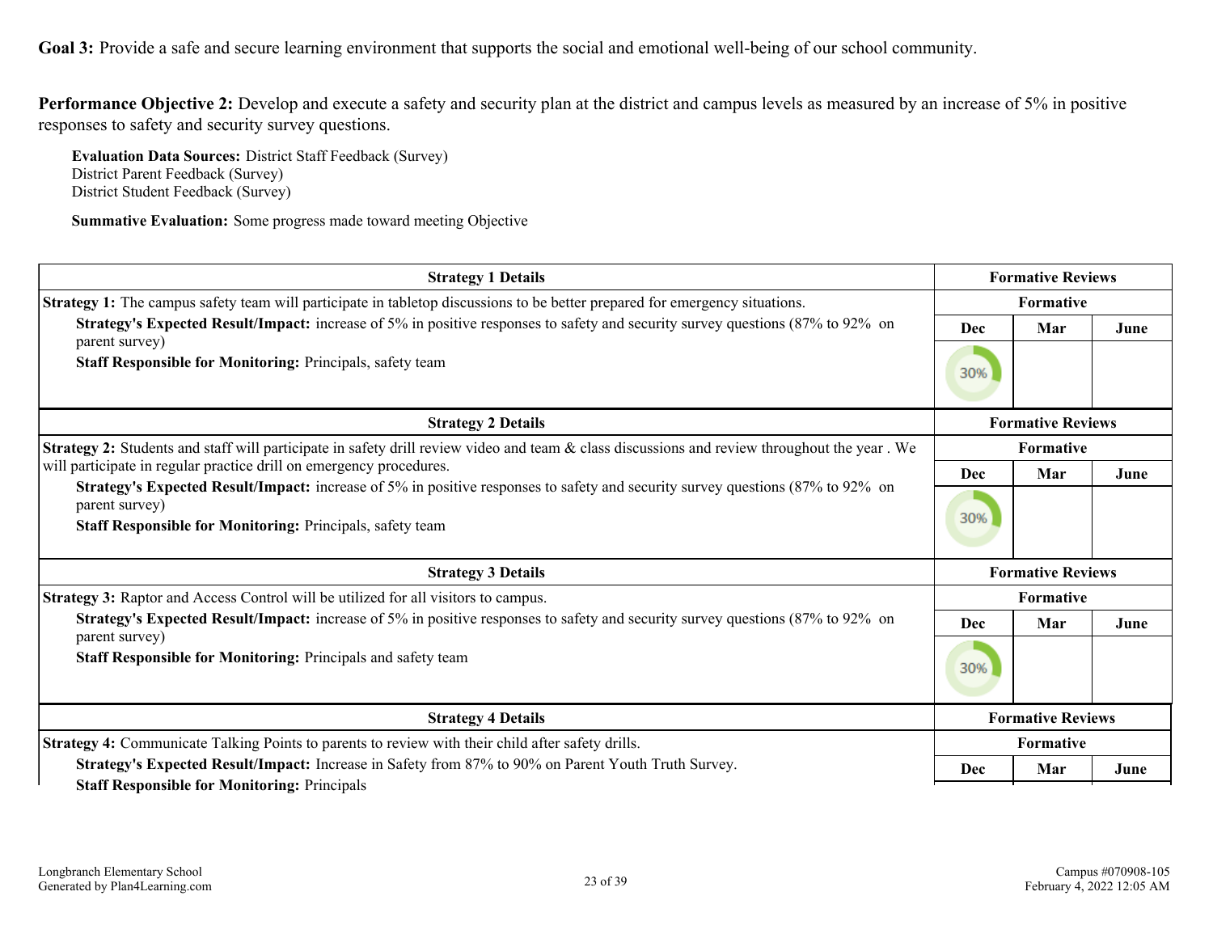**Goal 3:** Provide a safe and secure learning environment that supports the social and emotional well-being of our school community.

**Performance Objective 2:** Develop and execute a safety and security plan at the district and campus levels as measured by an increase of 5% in positive responses to safety and security survey questions.

**Evaluation Data Sources:** District Staff Feedback (Survey)
District Parent Feedback (Survey)
District Student Feedback (Survey)

**Summative Evaluation:** Some progress made toward meeting Objective

| Strategy 1 Details | Formative Reviews | | |
|---|---|---|---|
| **Strategy 1:** The campus safety team will participate in tabletop discussions to be better prepared for emergency situations. | Formative | | |
| **Strategy's Expected Result/Impact:** increase of 5% in positive responses to safety and security survey questions (87% to 92% on parent survey)<br>**Staff Responsible for Monitoring:** Principals, safety team | Dec | Mar | June |
| | 30% | | |

| Strategy 2 Details | Formative Reviews | | |
|---|---|---|---|
| **Strategy 2:** Students and staff will participate in safety drill review video and team & class discussions and review throughout the year . We will participate in regular practice drill on emergency procedures. | Formative | | |
| **Strategy's Expected Result/Impact:** increase of 5% in positive responses to safety and security survey questions (87% to 92% on parent survey)<br>**Staff Responsible for Monitoring:** Principals, safety team | Dec | Mar | June |
| | 30% | | |

| Strategy 3 Details | Formative Reviews | | |
|---|---|---|---|
| **Strategy 3:** Raptor and Access Control will be utilized for all visitors to campus. | Formative | | |
| **Strategy's Expected Result/Impact:** increase of 5% in positive responses to safety and security survey questions (87% to 92% on parent survey)<br>**Staff Responsible for Monitoring:** Principals and safety team | Dec | Mar | June |
| | 30% | | |

| Strategy 4 Details | Formative Reviews | | |
|---|---|---|---|
| **Strategy 4:** Communicate Talking Points to parents to review with their child after safety drills. | Formative | | |
| **Strategy's Expected Result/Impact:** Increase in Safety from 87% to 90% on Parent Youth Truth Survey.<br>**Staff Responsible for Monitoring:** Principals | Dec | Mar | June |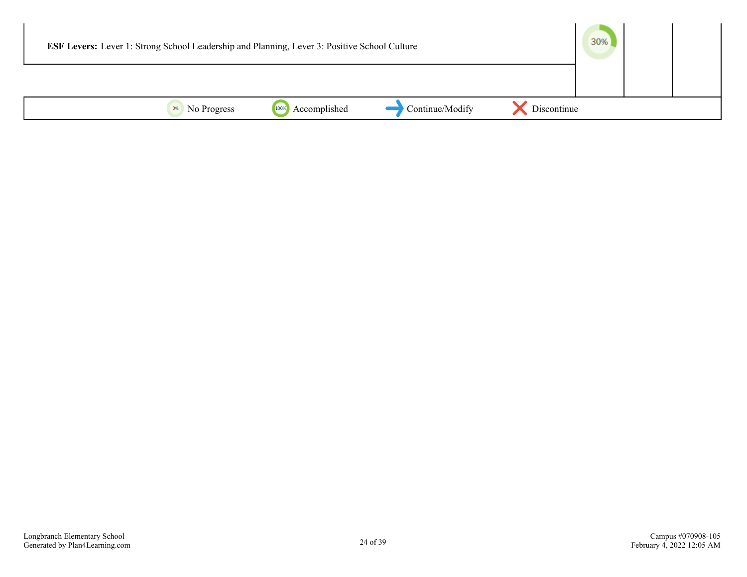| | | | |
|---|---|---|---|
| **ESF Levers:** Lever 1: Strong School Leadership and Planning, Lever 3: Positive School Culture | 30% | | |

0% No Progress | 100% Accomplished | Continue/Modify | Discontinue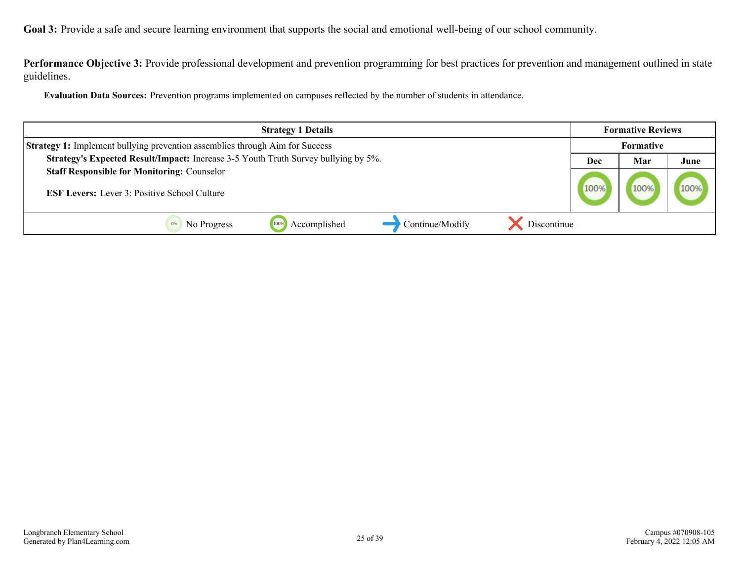**Goal 3:** Provide a safe and secure learning environment that supports the social and emotional well-being of our school community.

**Performance Objective 3:** Provide professional development and prevention programming for best practices for prevention and management outlined in state guidelines.

**Evaluation Data Sources:** Prevention programs implemented on campuses reflected by the number of students in attendance.

| Strategy 1 Details | Formative Reviews | | |
|---|---|---|---|
| | Formative | | |
| **Strategy 1:** Implement bullying prevention assemblies through Aim for Success<br>**Strategy's Expected Result/Impact:** Increase 3-5 Youth Truth Survey bullying by 5%.<br>**Staff Responsible for Monitoring:** Counselor<br><br>**ESF Levers:** Lever 3: Positive School Culture | Dec | Mar | June |
| | 100% | 100% | 100% |

0% No Progress | 100% Accomplished | Continue/Modify | Discontinue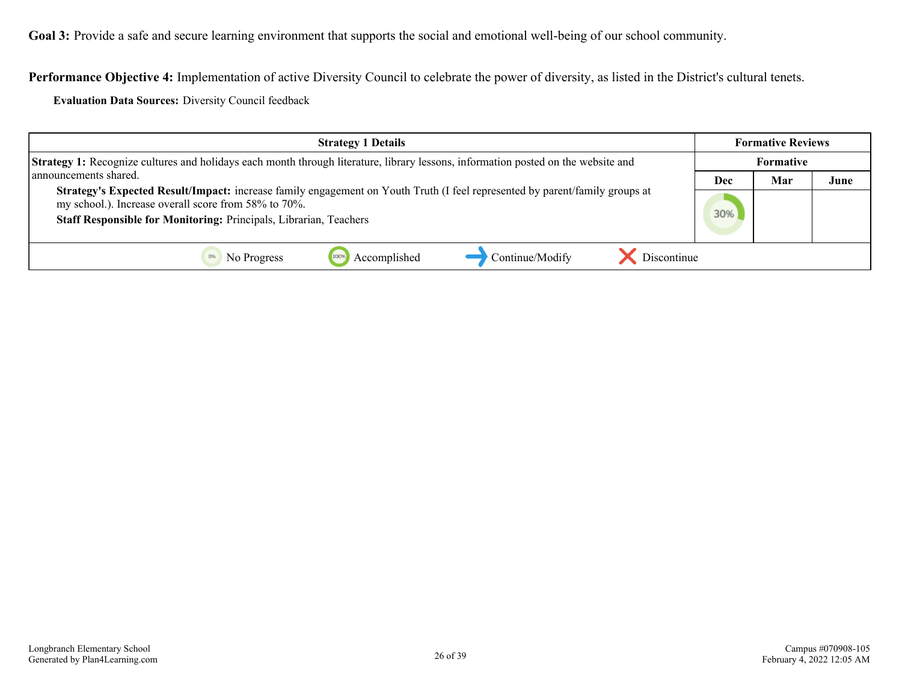**Goal 3:** Provide a safe and secure learning environment that supports the social and emotional well-being of our school community.

**Performance Objective 4:** Implementation of active Diversity Council to celebrate the power of diversity, as listed in the District's cultural tenets.

**Evaluation Data Sources:** Diversity Council feedback

| Strategy 1 Details | Formative Reviews | | |
|---|---|---|---|
| | Formative | | |
| | Dec | Mar | June |
| **Strategy 1:** Recognize cultures and holidays each month through literature, library lessons, information posted on the website and announcements shared.<br>**Strategy's Expected Result/Impact:** increase family engagement on Youth Truth (I feel represented by parent/family groups at my school.). Increase overall score from 58% to 70%.<br>**Staff Responsible for Monitoring:** Principals, Librarian, Teachers | 30% | | |

0% No Progress | 100% Accomplished | Continue/Modify | Discontinue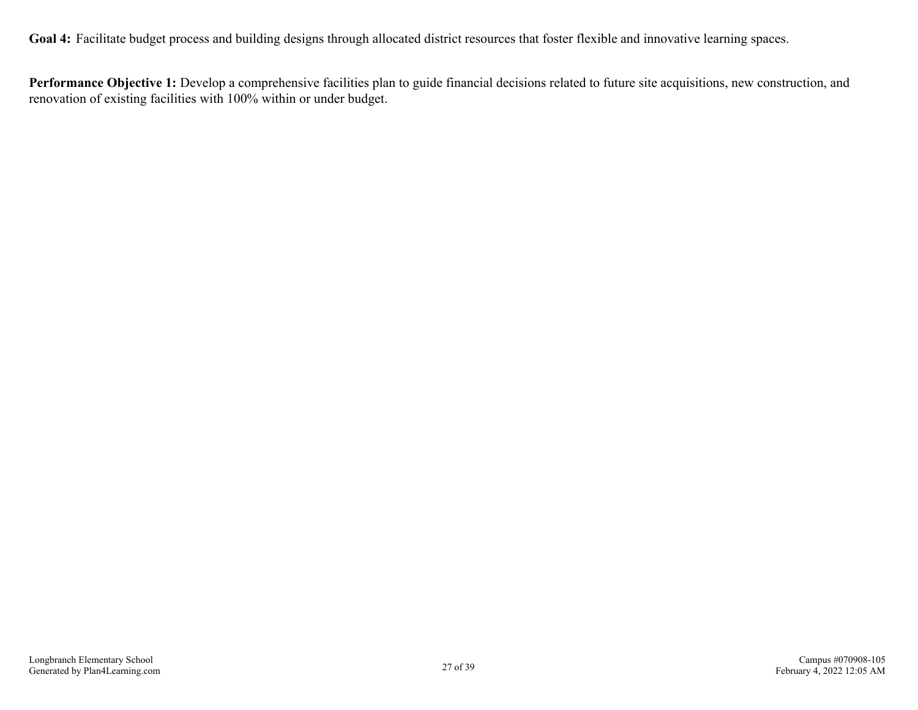**Goal 4:** Facilitate budget process and building designs through allocated district resources that foster flexible and innovative learning spaces.

**Performance Objective 1:** Develop a comprehensive facilities plan to guide financial decisions related to future site acquisitions, new construction, and renovation of existing facilities with 100% within or under budget.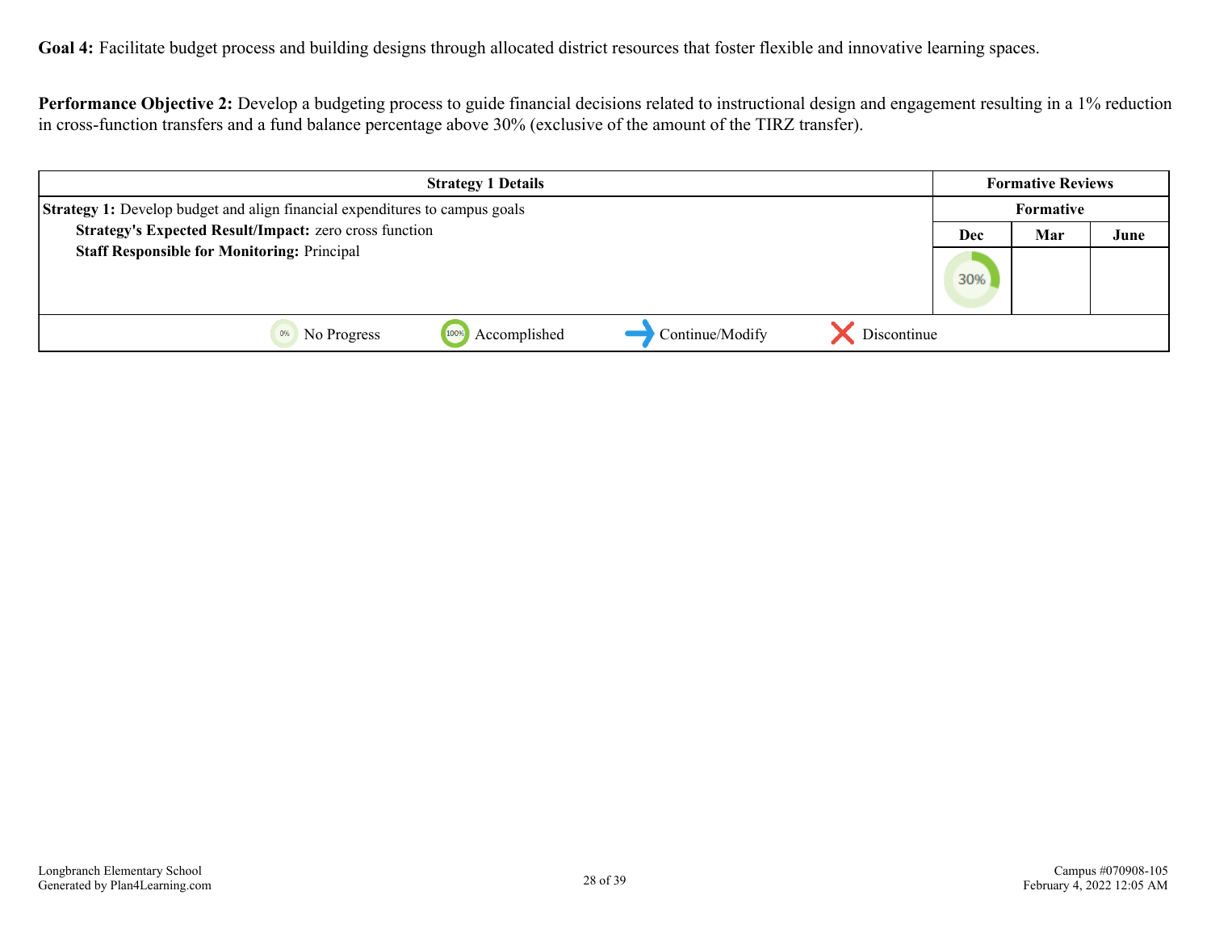**Goal 4:** Facilitate budget process and building designs through allocated district resources that foster flexible and innovative learning spaces.

**Performance Objective 2:** Develop a budgeting process to guide financial decisions related to instructional design and engagement resulting in a 1% reduction in cross-function transfers and a fund balance percentage above 30% (exclusive of the amount of the TIRZ transfer).

| Strategy 1 Details | Formative Reviews | | |
|---|---|---|---|
| | Formative | | |
| **Strategy 1:** Develop budget and align financial expenditures to campus goals<br>**Strategy's Expected Result/Impact:** zero cross function<br>**Staff Responsible for Monitoring:** Principal | Dec | Mar | June |
| | 30% | | |

0% No Progress | 100% Accomplished | ➜ Continue/Modify | ✕ Discontinue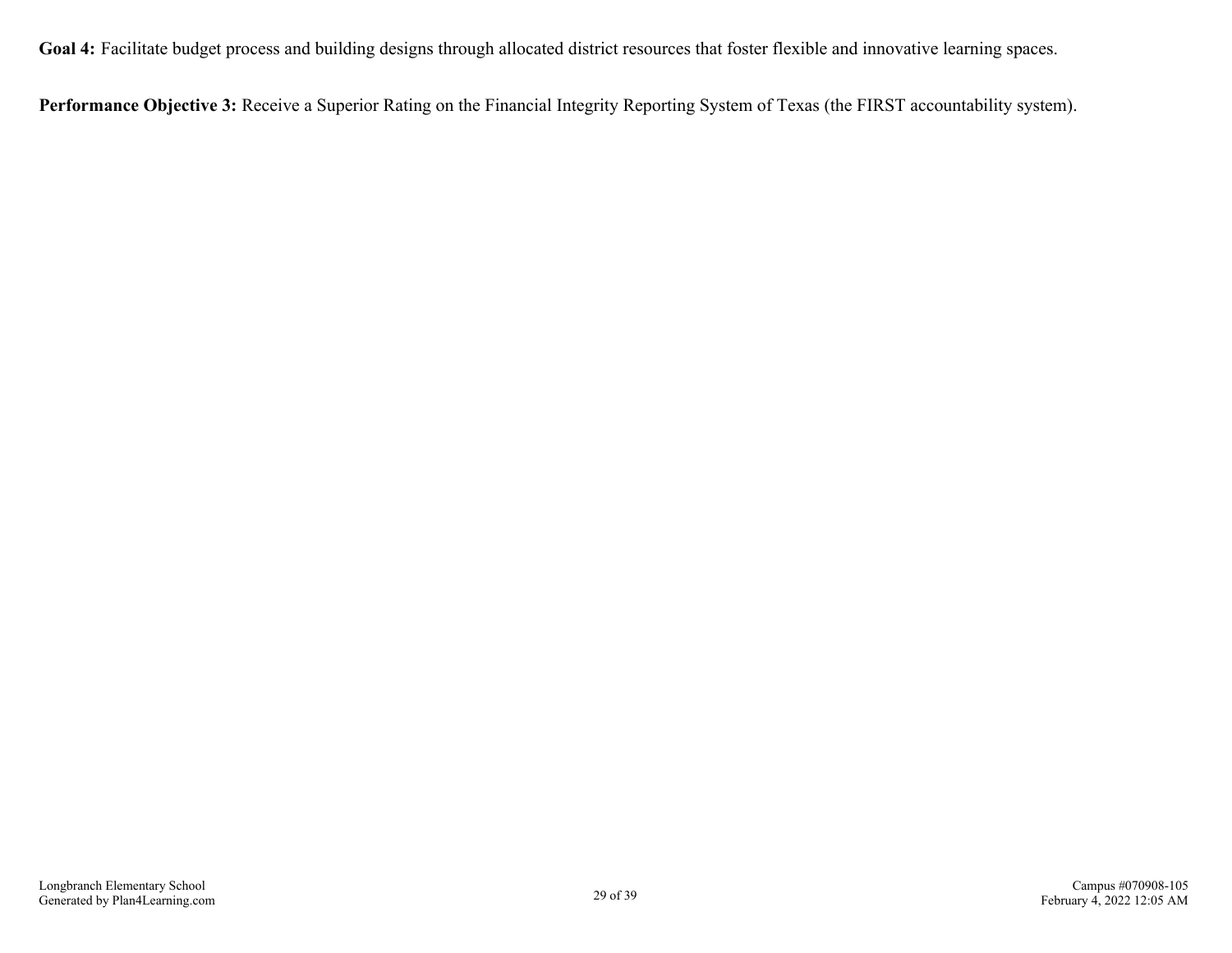**Goal 4:** Facilitate budget process and building designs through allocated district resources that foster flexible and innovative learning spaces.

**Performance Objective 3:** Receive a Superior Rating on the Financial Integrity Reporting System of Texas (the FIRST accountability system).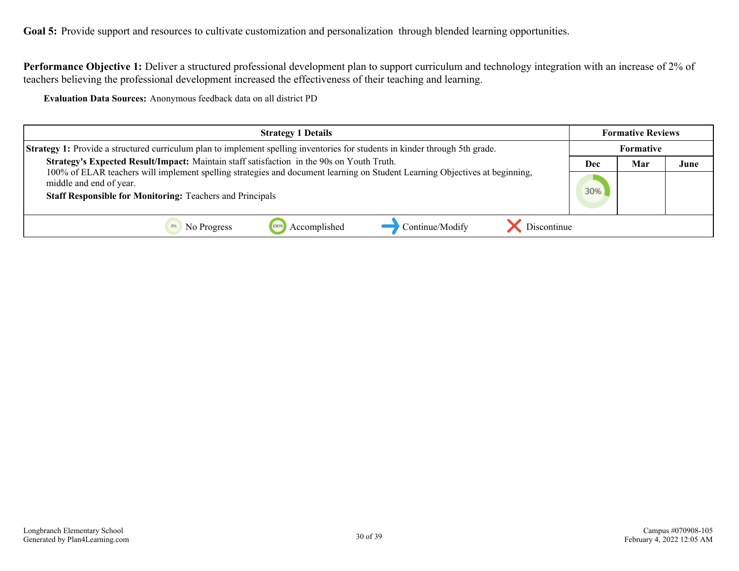**Goal 5:** Provide support and resources to cultivate customization and personalization through blended learning opportunities.

**Performance Objective 1:** Deliver a structured professional development plan to support curriculum and technology integration with an increase of 2% of teachers believing the professional development increased the effectiveness of their teaching and learning.

**Evaluation Data Sources:** Anonymous feedback data on all district PD

| Strategy 1 Details | Formative Reviews | | |
|---|---|---|---|
| | Formative | | |
| | Dec | Mar | June |
| **Strategy 1:** Provide a structured curriculum plan to implement spelling inventories for students in kinder through 5th grade.<br>**Strategy's Expected Result/Impact:** Maintain staff satisfaction in the 90s on Youth Truth.<br>100% of ELAR teachers will implement spelling strategies and document learning on Student Learning Objectives at beginning, middle and end of year.<br>**Staff Responsible for Monitoring:** Teachers and Principals | 30% | | |
| 0% No Progress · 100% Accomplished · Continue/Modify · Discontinue | | | |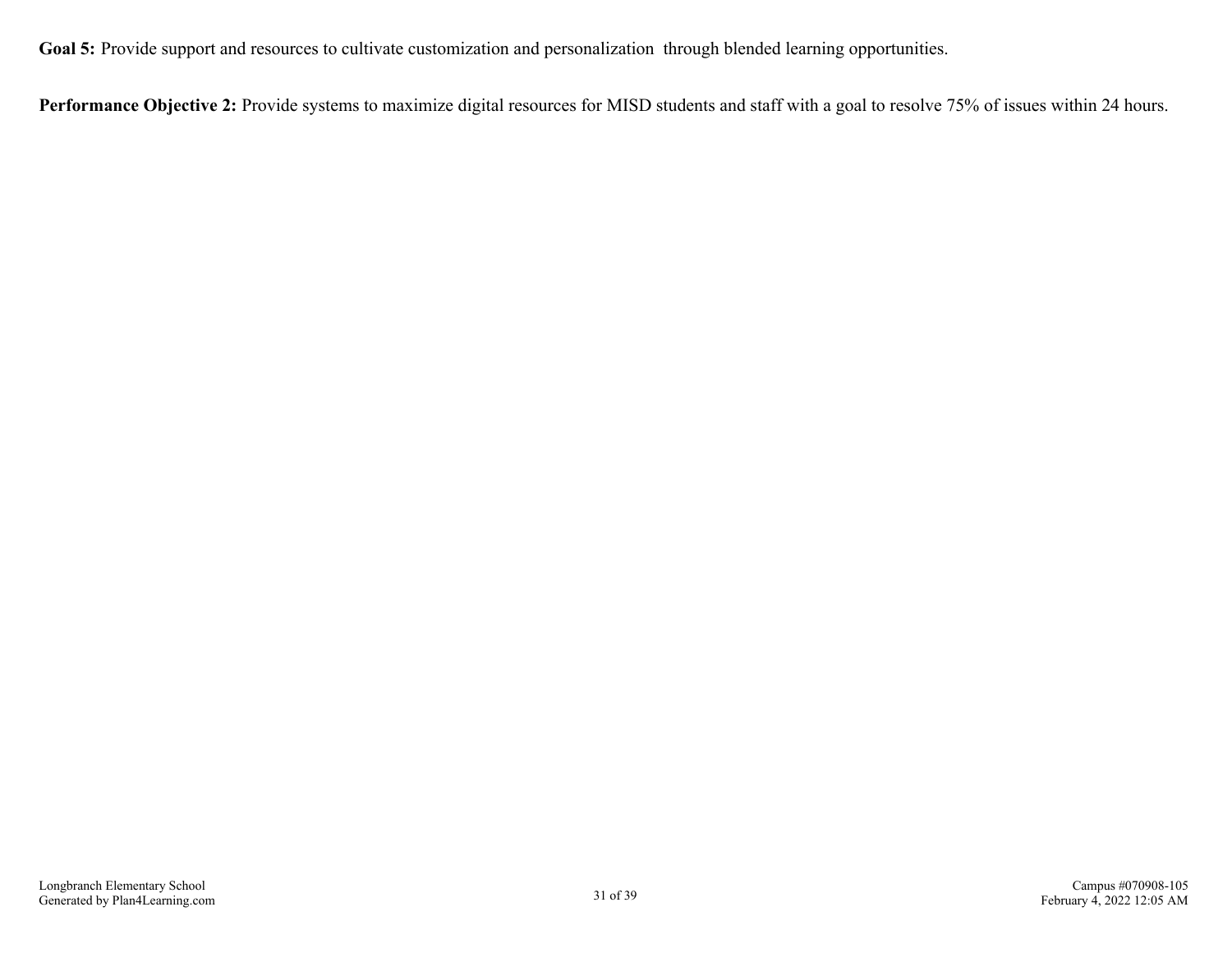**Goal 5:** Provide support and resources to cultivate customization and personalization  through blended learning opportunities.

**Performance Objective 2:** Provide systems to maximize digital resources for MISD students and staff with a goal to resolve 75% of issues within 24 hours.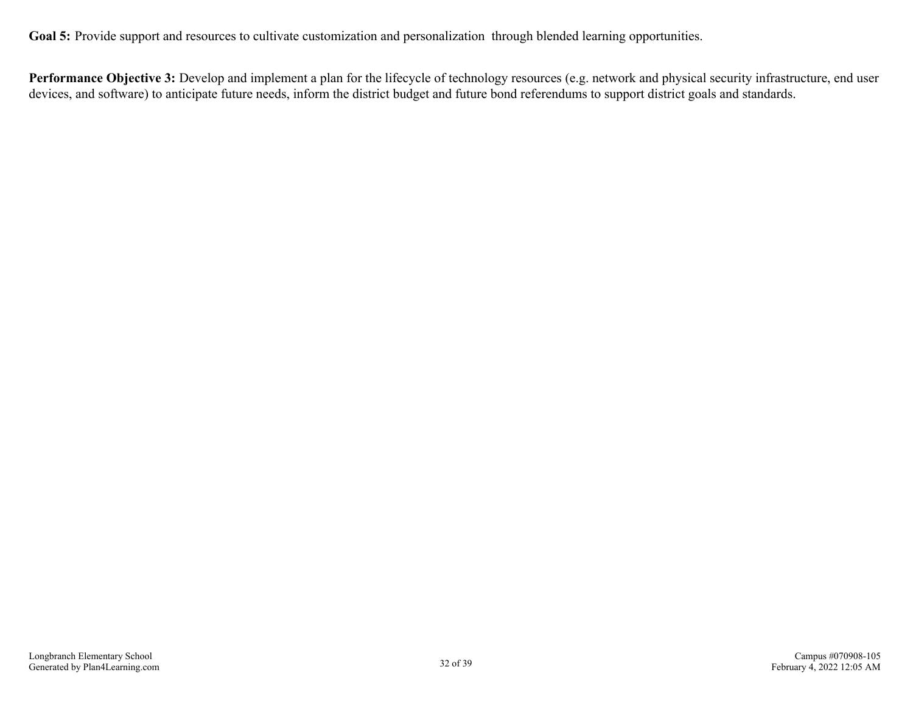**Goal 5:** Provide support and resources to cultivate customization and personalization through blended learning opportunities.

**Performance Objective 3:** Develop and implement a plan for the lifecycle of technology resources (e.g. network and physical security infrastructure, end user devices, and software) to anticipate future needs, inform the district budget and future bond referendums to support district goals and standards.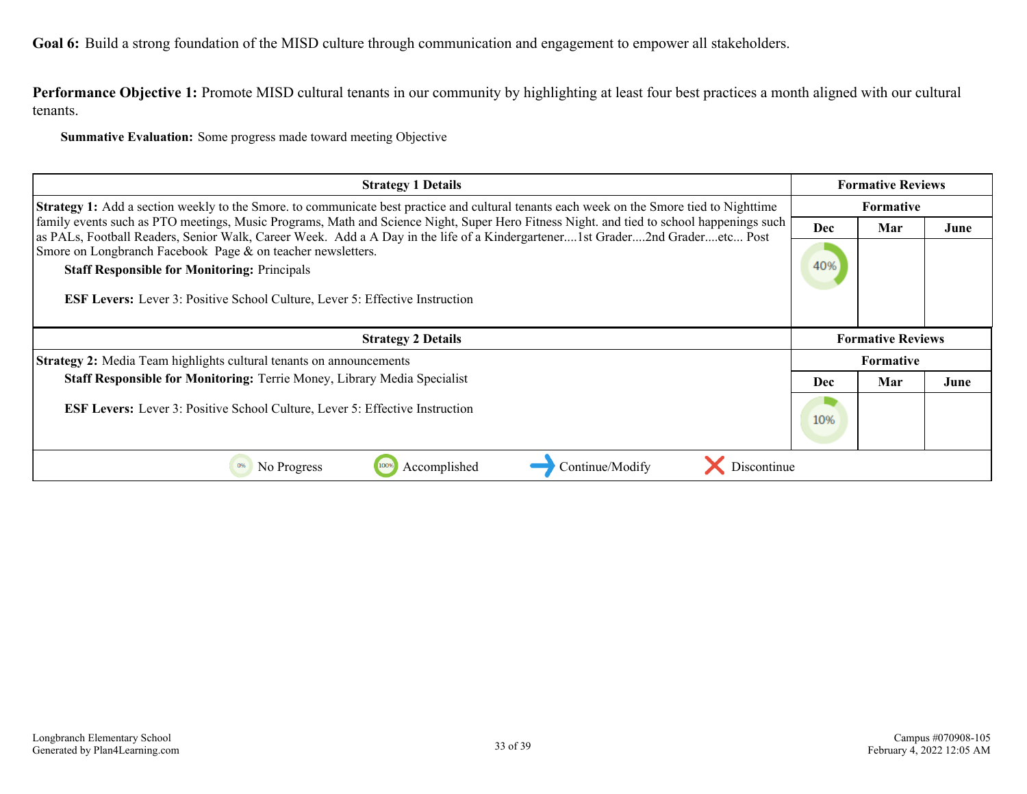**Goal 6:** Build a strong foundation of the MISD culture through communication and engagement to empower all stakeholders.

**Performance Objective 1:** Promote MISD cultural tenants in our community by highlighting at least four best practices a month aligned with our cultural tenants.

**Summative Evaluation:** Some progress made toward meeting Objective

| Strategy 1 Details | Formative Reviews | | |
|---|---|---|---|
| | Formative | | |
| **Strategy 1:** Add a section weekly to the Smore. to communicate best practice and cultural tenants each week on the Smore tied to Nighttime family events such as PTO meetings, Music Programs, Math and Science Night, Super Hero Fitness Night. and tied to school happenings such as PALs, Football Readers, Senior Walk, Career Week. Add a A Day in the life of a Kindergartener....1st Grader....2nd Grader....etc... Post Smore on Longbranch Facebook Page & on teacher newsletters.<br>**Staff Responsible for Monitoring:** Principals<br>**ESF Levers:** Lever 3: Positive School Culture, Lever 5: Effective Instruction | Dec | Mar | June |
| | 40% | | |

| Strategy 2 Details | Formative Reviews | | |
|---|---|---|---|
| | Formative | | |
| **Strategy 2:** Media Team highlights cultural tenants on announcements<br>**Staff Responsible for Monitoring:** Terrie Money, Library Media Specialist<br>**ESF Levers:** Lever 3: Positive School Culture, Lever 5: Effective Instruction | Dec | Mar | June |
| | 10% | | |

0% No Progress | 100% Accomplished | Continue/Modify | Discontinue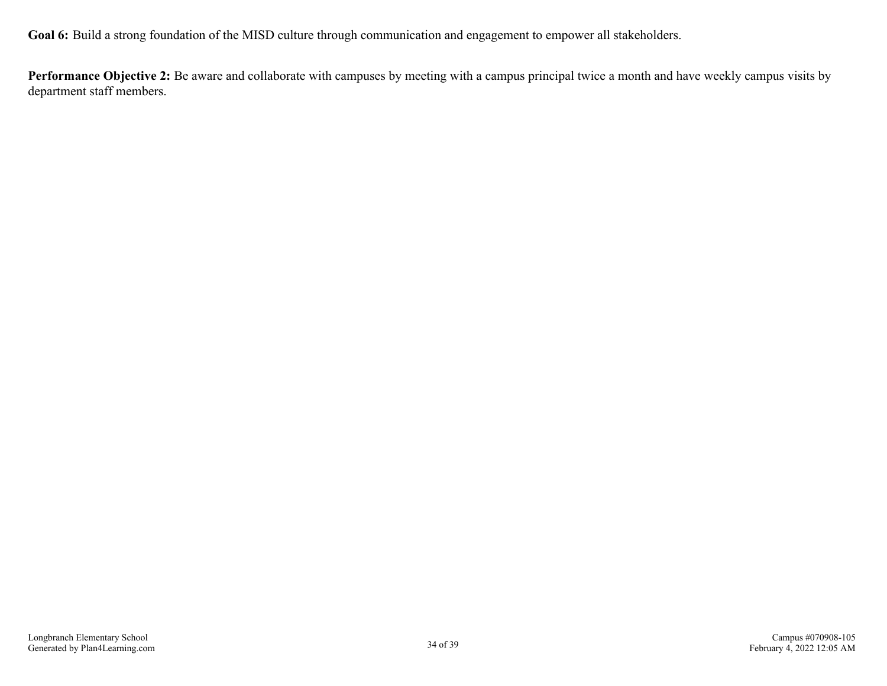**Goal 6:** Build a strong foundation of the MISD culture through communication and engagement to empower all stakeholders.

**Performance Objective 2:** Be aware and collaborate with campuses by meeting with a campus principal twice a month and have weekly campus visits by department staff members.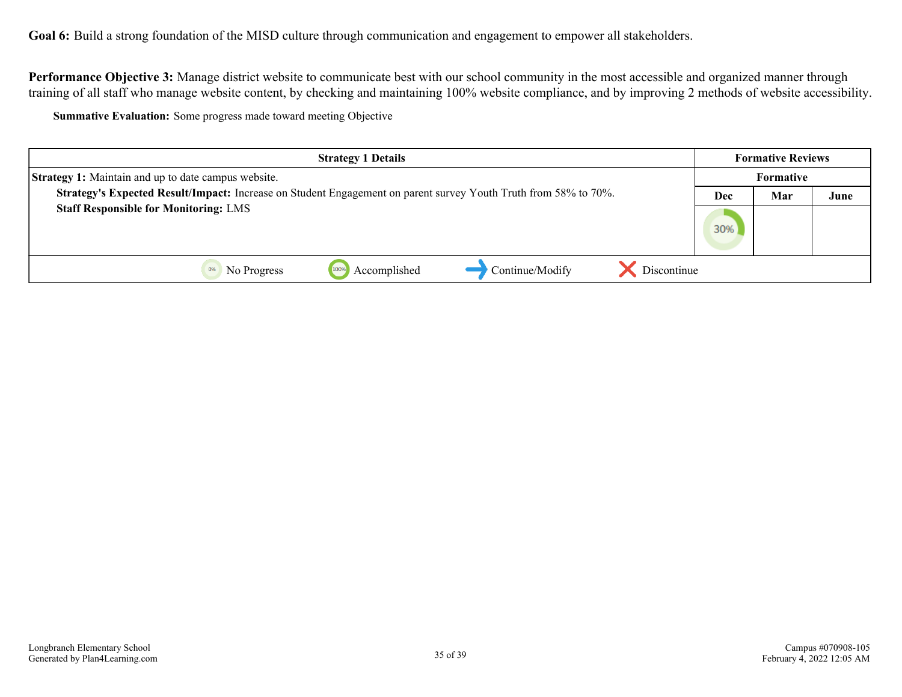**Goal 6:** Build a strong foundation of the MISD culture through communication and engagement to empower all stakeholders.

**Performance Objective 3:** Manage district website to communicate best with our school community in the most accessible and organized manner through training of all staff who manage website content, by checking and maintaining 100% website compliance, and by improving 2 methods of website accessibility.

**Summative Evaluation:** Some progress made toward meeting Objective

| Strategy 1 Details | Formative Reviews | | |
|---|---|---|---|
| | Formative | | |
| **Strategy 1:** Maintain and up to date campus website.<br>**Strategy's Expected Result/Impact:** Increase on Student Engagement on parent survey Youth Truth from 58% to 70%.<br>**Staff Responsible for Monitoring:** LMS | Dec | Mar | June |
| | 30% | | |

0% No Progress | 100% Accomplished | Continue/Modify | Discontinue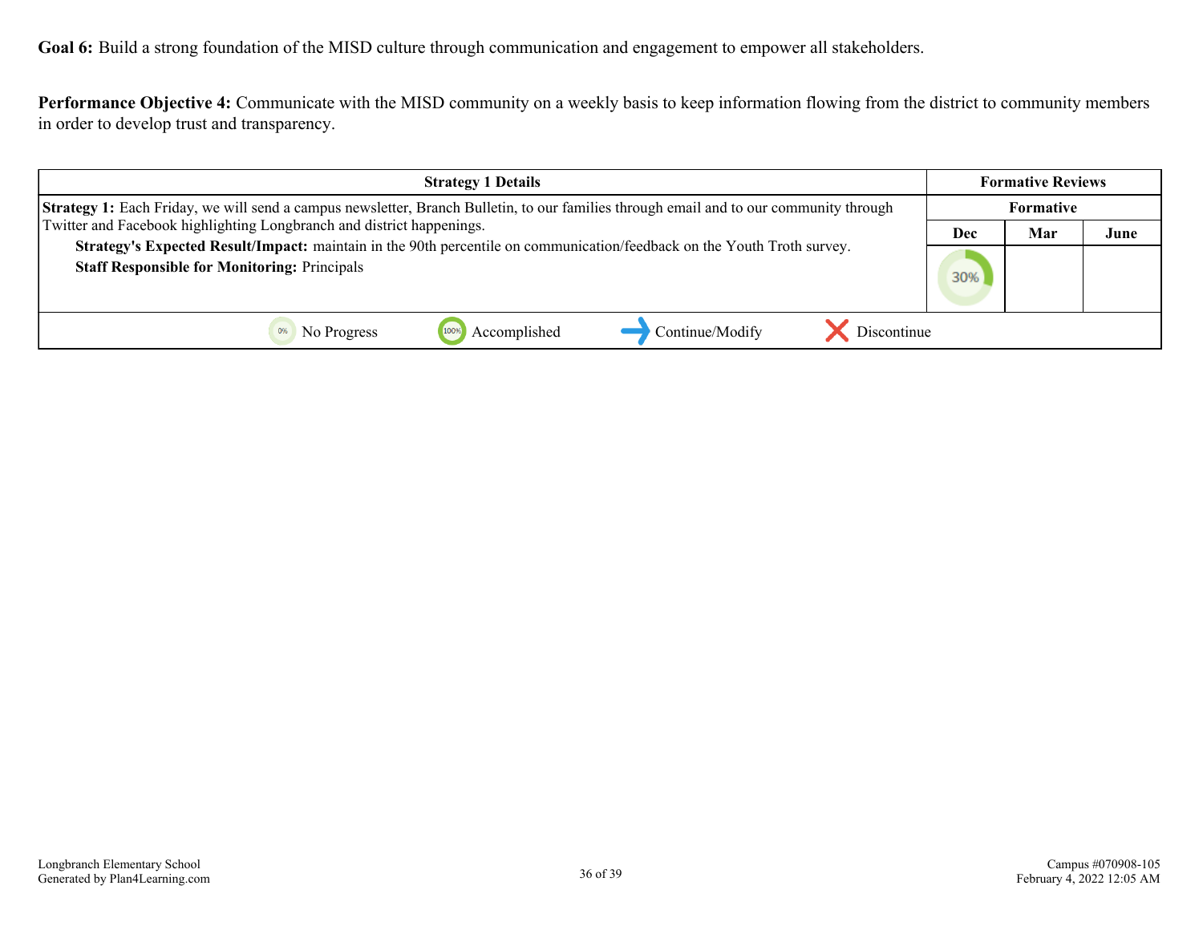**Goal 6:** Build a strong foundation of the MISD culture through communication and engagement to empower all stakeholders.

**Performance Objective 4:** Communicate with the MISD community on a weekly basis to keep information flowing from the district to community members in order to develop trust and transparency.

| Strategy 1 Details | Formative Reviews | | |
|---|---|---|---|
| | Formative | | |
| | Dec | Mar | June |
| **Strategy 1:** Each Friday, we will send a campus newsletter, Branch Bulletin, to our families through email and to our community through Twitter and Facebook highlighting Longbranch and district happenings.<br>**Strategy's Expected Result/Impact:** maintain in the 90th percentile on communication/feedback on the Youth Troth survey.<br>**Staff Responsible for Monitoring:** Principals | 30% | | |
| 0% No Progress · 100% Accomplished · Continue/Modify · Discontinue | | | |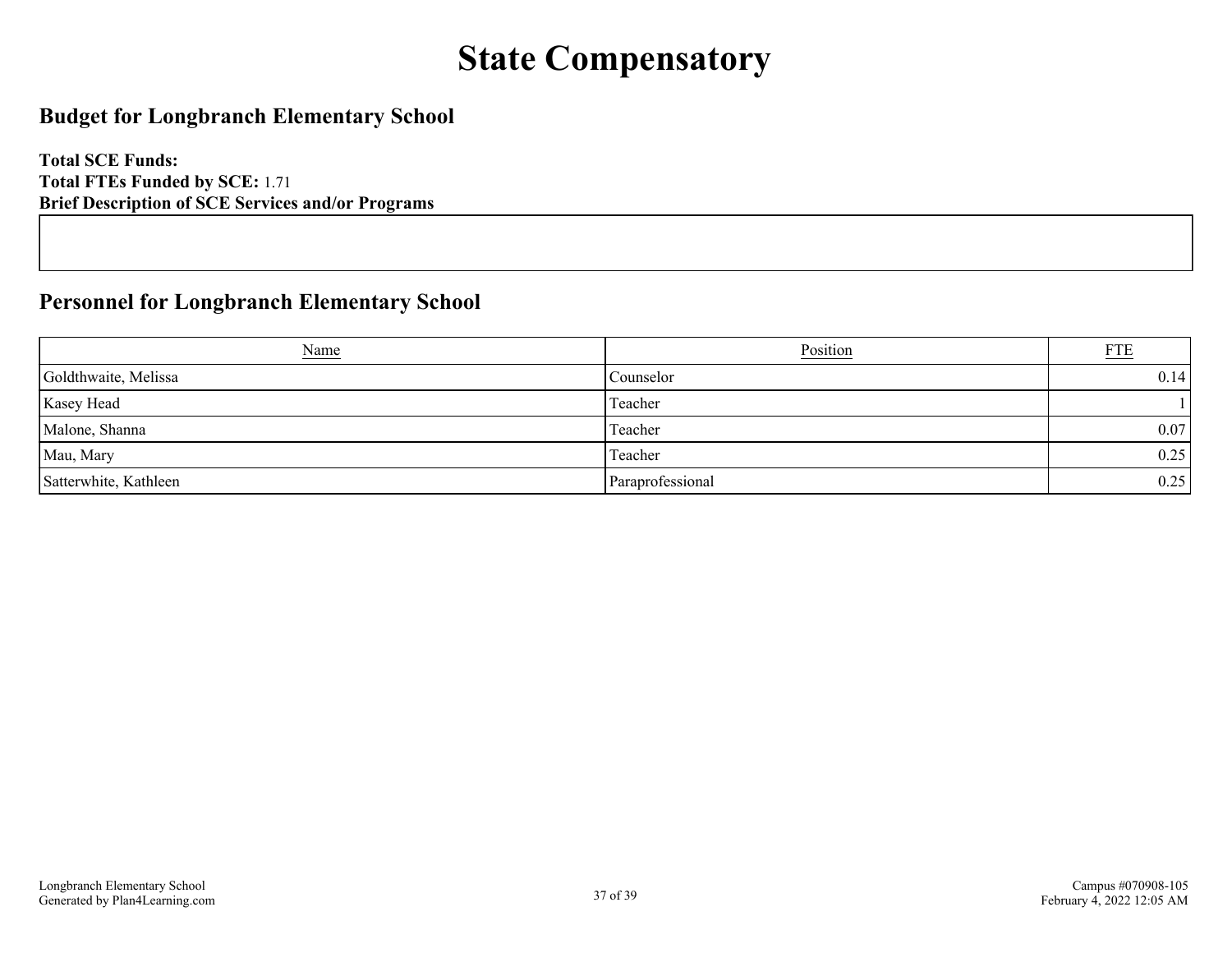# State Compensatory

## Budget for Longbranch Elementary School

**Total SCE Funds:**
**Total FTEs Funded by SCE:** 1.71
**Brief Description of SCE Services and/or Programs**

## Personnel for Longbranch Elementary School

| Name | Position | FTE |
|---|---|---|
| Goldthwaite, Melissa | Counselor | 0.14 |
| Kasey Head | Teacher | 1 |
| Malone, Shanna | Teacher | 0.07 |
| Mau, Mary | Teacher | 0.25 |
| Satterwhite, Kathleen | Paraprofessional | 0.25 |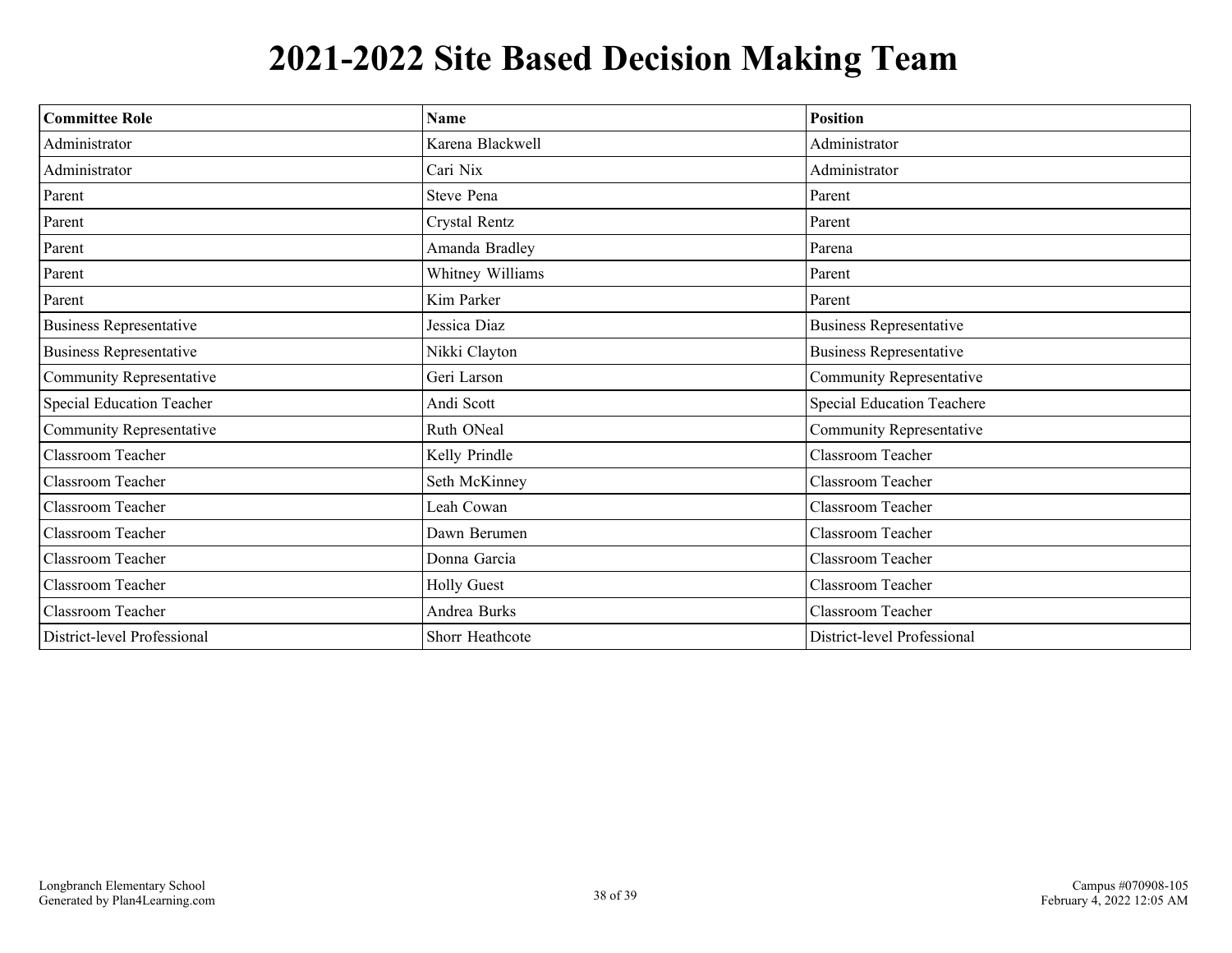# 2021-2022 Site Based Decision Making Team

| Committee Role | Name | Position |
|---|---|---|
| Administrator | Karena Blackwell | Administrator |
| Administrator | Cari Nix | Administrator |
| Parent | Steve Pena | Parent |
| Parent | Crystal Rentz | Parent |
| Parent | Amanda Bradley | Parena |
| Parent | Whitney Williams | Parent |
| Parent | Kim Parker | Parent |
| Business Representative | Jessica Diaz | Business Representative |
| Business Representative | Nikki Clayton | Business Representative |
| Community Representative | Geri Larson | Community Representative |
| Special Education Teacher | Andi Scott | Special Education Teachere |
| Community Representative | Ruth ONeal | Community Representative |
| Classroom Teacher | Kelly Prindle | Classroom Teacher |
| Classroom Teacher | Seth McKinney | Classroom Teacher |
| Classroom Teacher | Leah Cowan | Classroom Teacher |
| Classroom Teacher | Dawn Berumen | Classroom Teacher |
| Classroom Teacher | Donna Garcia | Classroom Teacher |
| Classroom Teacher | Holly Guest | Classroom Teacher |
| Classroom Teacher | Andrea Burks | Classroom Teacher |
| District-level Professional | Shorr Heathcote | District-level Professional |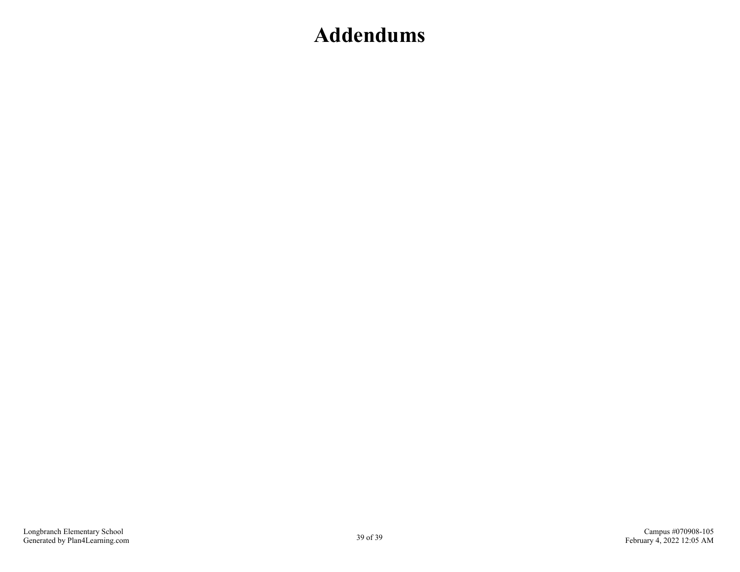# Addendums